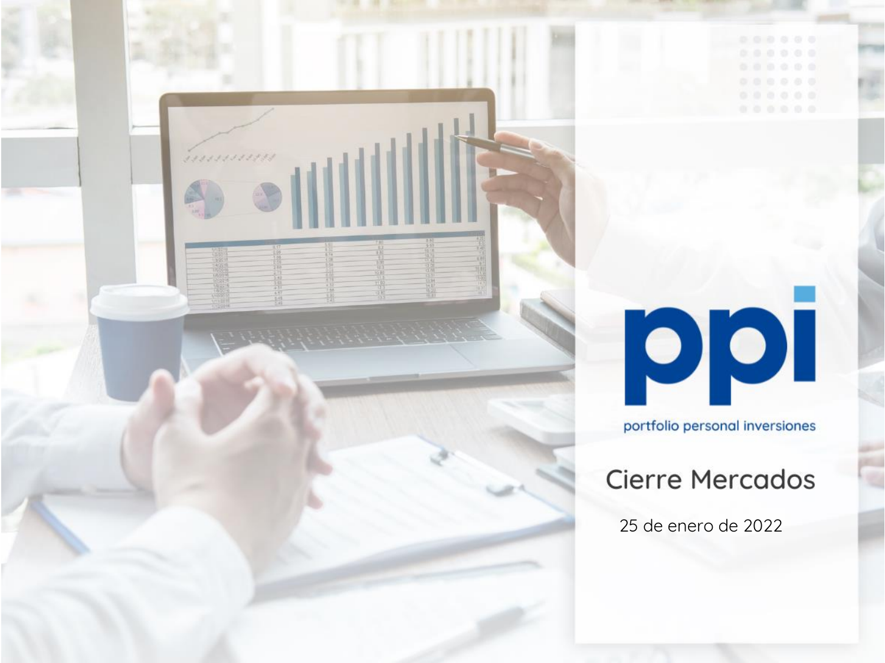ppi

portfolio personal inversiones

# Cierre Mercados

25 de enero de 2022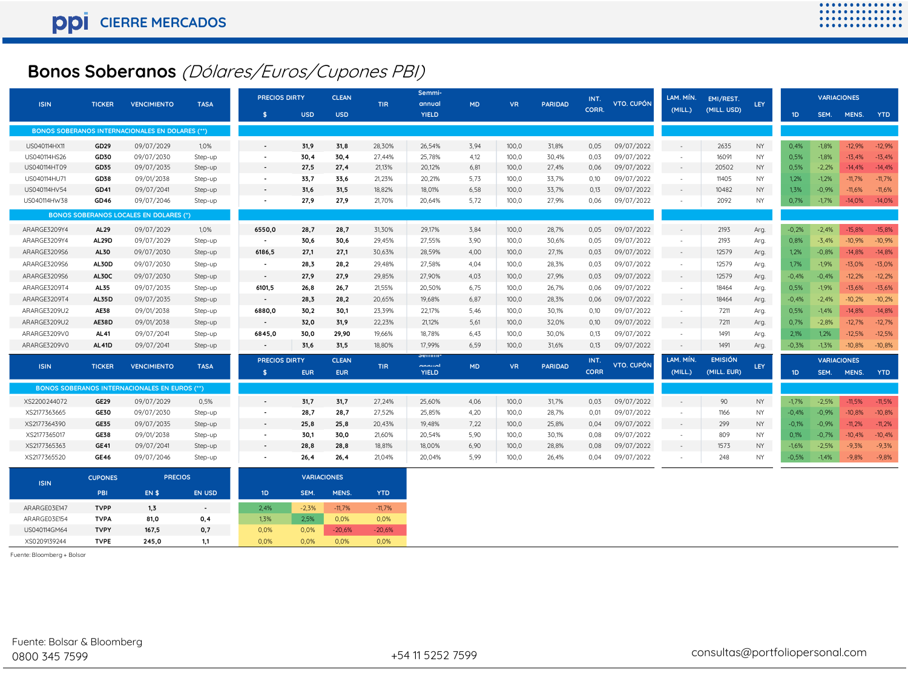# ppi CIERRE MERCADOS

## Bonos Soberanos *(Dólares/Euros/Cupones PBI)*

| ISIN | TICKER | VENCIMIENTO | TASA | PRECIOS DIRTY $ | USD | CLEAN USD | TIR | Semmi-annual YIELD | MD | VR | PARIDAD | INT. CORR. | VTO. CUPÓN | LAM. MÍN. (MILL.) | EMI/REST. (MILL. USD) | LEY | 1D | SEM. | MENS. | YTD |
|---|---|---|---|---|---|---|---|---|---|---|---|---|---|---|---|---|---|---|---|---|
| **BONOS SOBERANOS INTERNACIONALES EN DOLARES (\*\*)** | | | | | | | | | | | | | | | | | | | | |
| US040114HX11 | **GD29** | 09/07/2029 | 1,0% | - | 31,9 | 31,8 | 28,30% | 26,54% | 3,94 | 100,0 | 31,8% | 0,05 | 09/07/2022 | - | 2635 | NY | 0,4% | -1,8% | -12,9% | -12,9% |
| US040114HS26 | **GD30** | 09/07/2030 | Step-up | - | 30,4 | 30,4 | 27,44% | 25,78% | 4,12 | 100,0 | 30,4% | 0,03 | 09/07/2022 | - | 16091 | NY | 0,5% | -1,8% | -13,4% | -13,4% |
| US040114HT09 | **GD35** | 09/07/2035 | Step-up | - | 27,5 | 27,4 | 21,13% | 20,12% | 6,81 | 100,0 | 27,4% | 0,06 | 09/07/2022 | - | 20502 | NY | 0,5% | -2,2% | -14,4% | -14,4% |
| US040114HU71 | **GD38** | 09/01/2038 | Step-up | - | 33,7 | 33,6 | 21,23% | 20,21% | 5,73 | 100,0 | 33,7% | 0,10 | 09/07/2022 | - | 11405 | NY | 1,2% | -1,2% | -11,7% | -11,7% |
| US040114HV54 | **GD41** | 09/07/2041 | Step-up | - | 31,6 | 31,5 | 18,82% | 18,01% | 6,58 | 100,0 | 33,7% | 0,13 | 09/07/2022 | - | 10482 | NY | 1,3% | -0,9% | -11,6% | -11,6% |
| US040114HW38 | **GD46** | 09/07/2046 | Step-up | - | 27,9 | 27,9 | 21,70% | 20,64% | 5,72 | 100,0 | 27,9% | 0,06 | 09/07/2022 | - | 2092 | NY | 0,7% | -1,7% | -14,0% | -14,0% |
| **BONOS SOBERANOS LOCALES EN DOLARES (\*)** | | | | | | | | | | | | | | | | | | | | |
| ARARGE3209Y4 | **AL29** | 09/07/2029 | 1,0% | 6550,0 | 28,7 | 28,7 | 31,30% | 29,17% | 3,84 | 100,0 | 28,7% | 0,05 | 09/07/2022 | - | 2193 | Arg. | -0,2% | -2,4% | -15,8% | -15,8% |
| ARARGE3209Y4 | **AL29D** | 09/07/2029 | Step-up | - | 30,6 | 30,6 | 29,45% | 27,55% | 3,90 | 100,0 | 30,6% | 0,05 | 09/07/2022 | - | 2193 | Arg. | 0,8% | -3,4% | -10,9% | -10,9% |
| ARARGE3209S6 | **AL30** | 09/07/2030 | Step-up | 6186,5 | 27,1 | 27,1 | 30,63% | 28,59% | 4,00 | 100,0 | 27,1% | 0,03 | 09/07/2022 | - | 12579 | Arg. | 1,2% | -0,8% | -14,8% | -14,8% |
| ARARGE3209S6 | **AL30D** | 09/07/2030 | Step-up | - | 28,3 | 28,2 | 29,48% | 27,58% | 4,04 | 100,0 | 28,3% | 0,03 | 09/07/2022 | - | 12579 | Arg. | 1,7% | -1,9% | -13,0% | -13,0% |
| ARARGE3209S6 | **AL30C** | 09/07/2030 | Step-up | - | 27,9 | 27,9 | 29,85% | 27,90% | 4,03 | 100,0 | 27,9% | 0,03 | 09/07/2022 | - | 12579 | Arg. | -0,4% | -0,4% | -12,2% | -12,2% |
| ARARGE3209T4 | **AL35** | 09/07/2035 | Step-up | 6101,5 | 26,8 | 26,7 | 21,55% | 20,50% | 6,75 | 100,0 | 26,7% | 0,06 | 09/07/2022 | - | 18464 | Arg. | 0,5% | -1,9% | -13,6% | -13,6% |
| ARARGE3209T4 | **AL35D** | 09/07/2035 | Step-up | - | 28,3 | 28,2 | 20,65% | 19,68% | 6,87 | 100,0 | 28,3% | 0,06 | 09/07/2022 | - | 18464 | Arg. | -0,4% | -2,4% | -10,2% | -10,2% |
| ARARGE3209U2 | **AE38** | 09/01/2038 | Step-up | 6880,0 | 30,2 | 30,1 | 23,39% | 22,17% | 5,46 | 100,0 | 30,1% | 0,10 | 09/07/2022 | - | 7211 | Arg. | 0,5% | -1,4% | -14,8% | -14,8% |
| ARARGE3209U2 | **AE38D** | 09/01/2038 | Step-up | - | 32,0 | 31,9 | 22,23% | 21,12% | 5,61 | 100,0 | 32,0% | 0,10 | 09/07/2022 | - | 7211 | Arg. | 0,7% | -2,8% | -12,7% | -12,7% |
| ARARGE3209V0 | **AL41** | 09/07/2041 | Step-up | 6845,0 | 30,0 | 29,90 | 19,66% | 18,78% | 6,43 | 100,0 | 30,0% | 0,13 | 09/07/2022 | - | 1491 | Arg. | 2,1% | 1,2% | -12,5% | -12,5% |
| ARARGE3209V0 | **AL41D** | 09/07/2041 | Step-up | - | 31,6 | 31,5 | 18,80% | 17,99% | 6,59 | 100,0 | 31,6% | 0,13 | 09/07/2022 | - | 1491 | Arg. | -0,3% | -1,3% | -10,8% | -10,8% |

| ISIN | TICKER | VENCIMIENTO | TASA | PRECIOS DIRTY $ | EUR | CLEAN EUR | TIR | Semmi-annual YIELD | MD | VR | PARIDAD | INT. CORR | VTO. CUPÓN | LAM. MÍN. (MILL.) | EMISIÓN (MILL. EUR) | LEY | 1D | SEM. | MENS. | YTD |
|---|---|---|---|---|---|---|---|---|---|---|---|---|---|---|---|---|---|---|---|---|
| **BONOS SOBERANOS INTERNACIONALES EN EUROS (\*\*)** | | | | | | | | | | | | | | | | | | | | |
| XS2200244072 | **GE29** | 09/07/2029 | 0,5% | - | 31,7 | 31,7 | 27,24% | 25,60% | 4,06 | 100,0 | 31,7% | 0,03 | 09/07/2022 | - | 90 | NY | -1,7% | -2,5% | -11,5% | -11,5% |
| XS2177363665 | **GE30** | 09/07/2030 | Step-up | - | 28,7 | 28,7 | 27,52% | 25,85% | 4,20 | 100,0 | 28,7% | 0,01 | 09/07/2022 | - | 1166 | NY | -0,4% | -0,9% | -10,8% | -10,8% |
| XS2177364390 | **GE35** | 09/07/2035 | Step-up | - | 25,8 | 25,8 | 20,43% | 19,48% | 7,22 | 100,0 | 25,8% | 0,04 | 09/07/2022 | - | 299 | NY | -0,1% | -0,9% | -11,2% | -11,2% |
| XS2177365017 | **GE38** | 09/01/2038 | Step-up | - | 30,1 | 30,0 | 21,60% | 20,54% | 5,90 | 100,0 | 30,1% | 0,08 | 09/07/2022 | - | 809 | NY | 0,1% | -0,7% | -10,4% | -10,4% |
| XS2177365363 | **GE41** | 09/07/2041 | Step-up | - | 28,8 | 28,8 | 18,81% | 18,00% | 6,90 | 100,0 | 28,8% | 0,08 | 09/07/2022 | - | 1573 | NY | -1,6% | -2,5% | -9,3% | -9,3% |
| XS2177365520 | **GE46** | 09/07/2046 | Step-up | - | 26,4 | 26,4 | 21,04% | 20,04% | 5,99 | 100,0 | 26,4% | 0,04 | 09/07/2022 | - | 248 | NY | -0,5% | -1,4% | -9,8% | -9,8% |

| ISIN | CUPONES PBI | PRECIOS EN $ | EN USD | VARIACIONES 1D | SEM. | MENS. | YTD |
|---|---|---|---|---|---|---|---|
| ARARGE03E147 | **TVPP** | 1,3 | - | 2,4% | -2,3% | -11,7% | -11,7% |
| ARARGE03E154 | **TVPA** | 81,0 | 0,4 | 1,3% | 2,5% | 0,0% | 0,0% |
| US040114GM64 | **TVPY** | 167,5 | 0,7 | 0,0% | 0,0% | -20,6% | -20,6% |
| XS0209139244 | **TVPE** | 245,0 | 1,1 | 0,0% | 0,0% | 0,0% | 0,0% |

Fuente: Bloomberg + Bolsar

Fuente: Bolsar & Bloomberg
0800 345 7599

+54 11 5252 7599

consultas@portfoliopersonal.com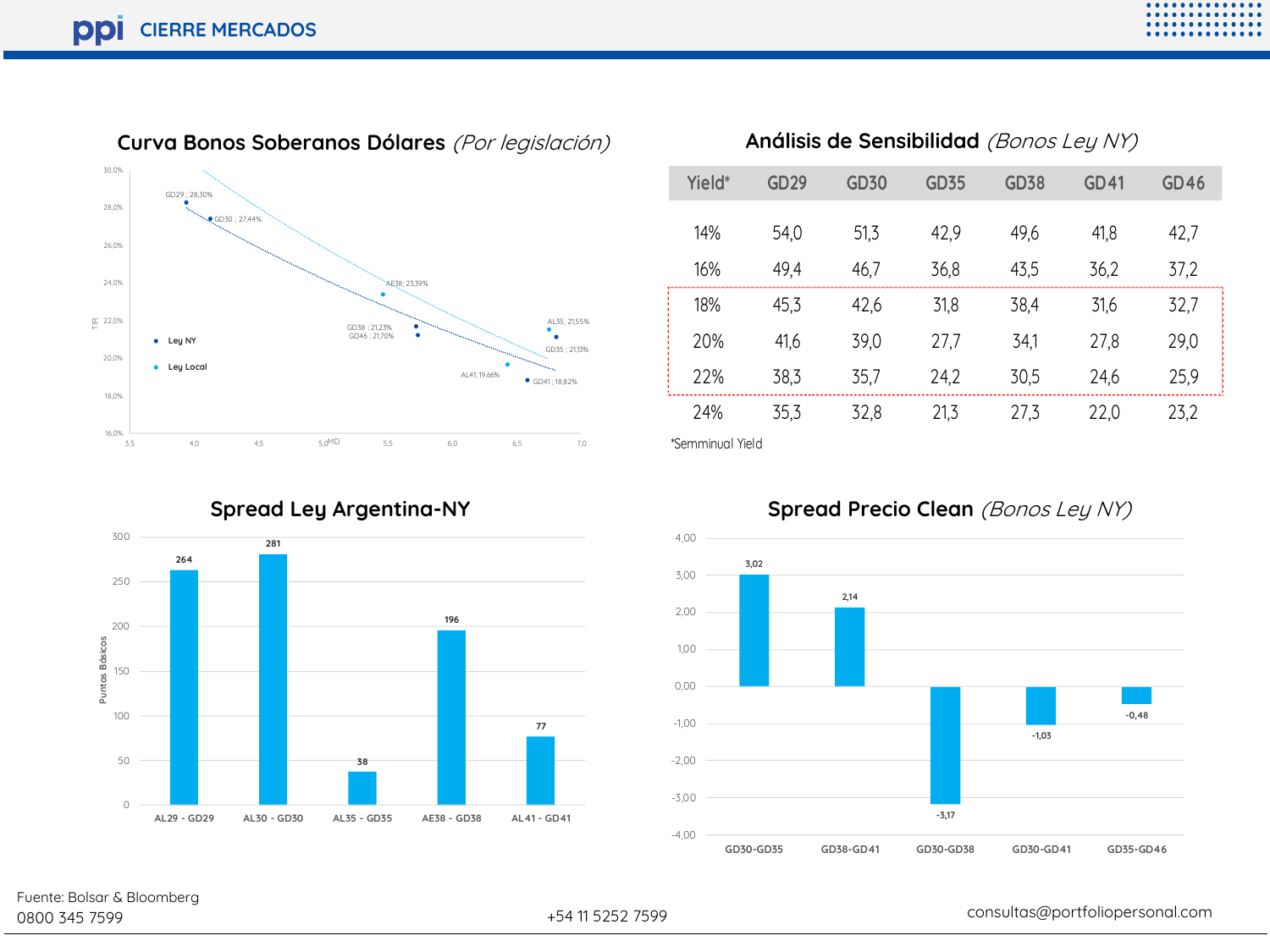## Curva Bonos Soberanos Dólares *(Por legislación)*

GD29 ; 28,30%
GD30 ; 27,44%
AE38; 23,39%
GD38 ; 21,23%
GD46 ; 21,70%
AL35; 21,55%
GD35 ; 21,13%
AL41; 19,66%
GD41 ; 18,82%

Ley NY
Ley Local

TIR
MD

## Análisis de Sensibilidad *(Bonos Ley NY)*

| Yield* | GD29 | GD30 | GD35 | GD38 | GD41 | GD46 |
|---|---|---|---|---|---|---|
| 14% | 54,0 | 51,3 | 42,9 | 49,6 | 41,8 | 42,7 |
| 16% | 49,4 | 46,7 | 36,8 | 43,5 | 36,2 | 37,2 |
| 18% | 45,3 | 42,6 | 31,8 | 38,4 | 31,6 | 32,7 |
| 20% | 41,6 | 39,0 | 27,7 | 34,1 | 27,8 | 29,0 |
| 22% | 38,3 | 35,7 | 24,2 | 30,5 | 24,6 | 25,9 |
| 24% | 35,3 | 32,8 | 21,3 | 27,3 | 22,0 | 23,2 |

*Semminual Yield

## Spread Ley Argentina-NY

Puntos Básicos

| | Spread |
|---|---|
| AL29 - GD29 | 264 |
| AL30 - GD30 | 281 |
| AL35 - GD35 | 38 |
| AE38 - GD38 | 196 |
| AL41 - GD41 | 77 |

## Spread Precio Clean *(Bonos Ley NY)*

| | Spread |
|---|---|
| GD30-GD35 | 3,02 |
| GD38-GD41 | 2,14 |
| GD30-GD38 | -3,17 |
| GD30-GD41 | -1,03 |
| GD35-GD46 | -0,48 |

Fuente: Bolsar & Bloomberg
0800 345 7599

+54 11 5252 7599

consultas@portfoliopersonal.com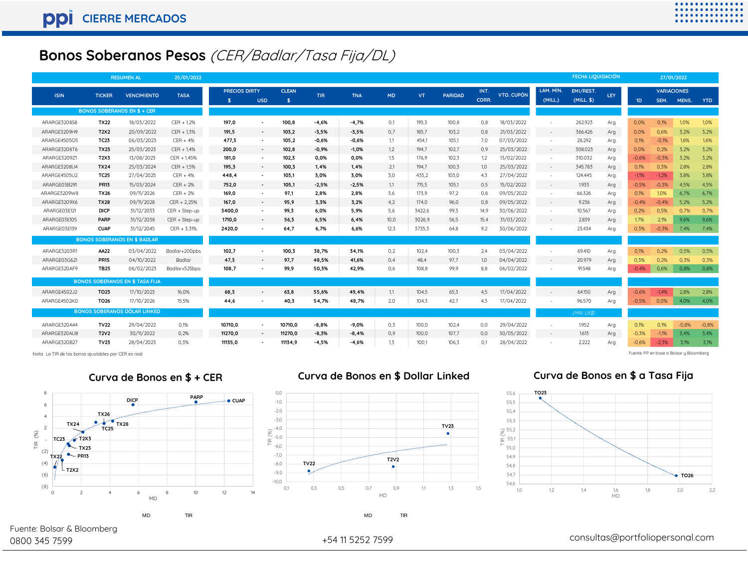# Bonos Soberanos Pesos *(CER/Badlar/Tasa Fija/DL)*

RESUMEN AL 25/01/2022 — FECHA LIQUIDACIÓN 27/01/2022

| ISIN | TICKER | VENCIMIENTO | TASA | PRECIOS DIRTY $ | USD | CLEAN $ | TIR | TNA | MD | VT | PARIDAD | INT. CORR. | VTO. CUPÓN | LAM. MÍN. (MILL.) | EMI/REST. (MILL. $) | LEY | VARIACIONES 1D | SEM. | MENS. | YTD |
|---|---|---|---|---|---|---|---|---|---|---|---|---|---|---|---|---|---|---|---|---|
| **BONOS SOBERANOS EN $ + CER** | | | | | | | | | | | | | | | | | | | | |
| ARARGE3208S8 | TX22 | 18/03/2022 | CER + 1,2% | 197,0 | - | 100,8 | -4,6% | -4,7% | 0,1 | 195,3 | 100,8 | 0,8 | 18/03/2022 | - | 262.923 | Arg | 0,0% | 0,1% | 1,0% | 1,0% |
| ARARGE3209H9 | T2X2 | 20/09/2022 | CER + 1,3% | 191,5 | - | 103,2 | -3,5% | -3,5% | 0,7 | 185,7 | 103,2 | 0,8 | 21/03/2022 | - | 366.426 | Arg | 0,0% | 0,6% | 3,2% | 3,2% |
| ARARGE4505O5 | TC23 | 06/03/2023 | CER + 4% | 477,3 | - | 105,2 | -0,6% | -0,6% | 1,1 | 454,1 | 105,1 | 7,0 | 07/03/2022 | - | 28.292 | Arg | 0,1% | -0,1% | 1,6% | 1,6% |
| ARARGE3208T6 | TX23 | 25/03/2023 | CER + 1,4% | 200,0 | - | 102,8 | -0,9% | -1,0% | 1,2 | 194,7 | 102,7 | 0,9 | 25/03/2022 | - | 308.023 | Arg | 0,0% | 0,2% | 3,2% | 3,2% |
| ARARGE3209Z1 | T2X3 | 13/08/2023 | CER + 1,45% | 181,0 | - | 102,3 | 0,0% | 0,0% | 1,5 | 176,9 | 102,3 | 1,2 | 13/02/2022 | - | 310.032 | Arg | -0,6% | -0,3% | 3,2% | 3,2% |
| ARARGE3208U4 | TX24 | 25/03/2024 | CER + 1,5% | 195,3 | - | 100,3 | 1,4% | 1,4% | 2,1 | 194,7 | 100,3 | 1,0 | 25/03/2022 | - | 345.783 | Arg | 0,1% | 0,3% | 2,8% | 2,8% |
| ARARGE4505U2 | TC25 | 27/04/2025 | CER + 4% | 448,4 | - | 103,1 | 3,0% | 3,0% | 3,0 | 435,2 | 103,0 | 4,3 | 27/04/2022 | - | 124.445 | Arg | -1,1% | -1,2% | 3,8% | 3,8% |
| ARARGE3208291 | PR13 | 15/03/2024 | CER + 2% | 752,0 | - | 105,1 | -2,5% | -2,5% | 1,1 | 715,5 | 105,1 | 0,5 | 15/02/2022 | - | 1.933 | Arg | -0,5% | -0,3% | 4,5% | 4,5% |
| ARARGE3209W8 | TX26 | 09/11/2026 | CER + 2% | 169,0 | - | 97,1 | 2,8% | 2,8% | 3,6 | 173,9 | 97,2 | 0,8 | 09/05/2022 | - | 66.326 | Arg | 0,1% | 1,0% | 6,7% | 6,7% |
| ARARGE3209X6 | TX28 | 09/11/2028 | CER + 2,25% | 167,0 | - | 95,9 | 3,3% | 3,2% | 4,2 | 174,0 | 96,0 | 0,8 | 09/05/2022 | - | 9.236 | Arg | -0,4% | -0,4% | 5,2% | 5,2% |
| ARARGE03E121 | DICP | 31/12/2033 | CER + Step-up | 3400,0 | - | 99,3 | 6,0% | 5,9% | 5,6 | 3422,6 | 99,3 | 14,9 | 30/06/2022 | - | 10.567 | Arg | 0,2% | 0,5% | 0,7% | 0,7% |
| ARARGE03E105 | PARP | 31/12/2038 | CER + Step-up | 1710,0 | - | 56,3 | 6,5% | 6,4% | 10,0 | 3026,9 | 56,5 | 15,4 | 31/03/2022 | - | 2.839 | Arg | 1,7% | 2,1% | 9,6% | 9,6% |
| ARARGE03E139 | CUAP | 31/12/2045 | CER + 3,31% | 2420,0 | - | 64,7 | 6,7% | 6,6% | 12,3 | 3735,3 | 64,8 | 9,2 | 30/06/2022 | - | 23.434 | Arg | 0,3% | -0,3% | 7,4% | 7,4% |
| **BONOS SOBERANOS EN $ BADLAR** | | | | | | | | | | | | | | | | | | | | |
| ARARGE3203R1 | AA22 | 03/04/2022 | Badlar+200pbs | 102,7 | - | 100,3 | 38,7% | 34,1% | 0,2 | 102,4 | 100,3 | 2,4 | 03/04/2022 | - | 69.410 | Arg | 0,1% | 0,2% | 0,5% | 0,5% |
| ARARGE03G621 | PR15 | 04/10/2022 | Badlar | 47,3 | - | 97,7 | 48,5% | 41,6% | 0,4 | 48,4 | 97,7 | 1,0 | 04/04/2022 | - | 20.979 | Arg | 0,3% | 0,2% | 0,3% | 0,3% |
| ARARGE320AF9 | TB23 | 06/02/2023 | Badlar+525bps | 108,7 | - | 99,9 | 50,3% | 42,9% | 0,6 | 108,8 | 99,9 | 8,8 | 06/02/2022 | - | 91.548 | Arg | -0,4% | 0,6% | 0,8% | 0,8% |
| **BONOS SOBERANOS EN $ TASA FIJA** | | | | | | | | | | | | | | | | | | | | |
| ARARGE4502J2 | TO23 | 17/10/2023 | 16,0% | 68,3 | - | 63,8 | 55,6% | 49,4% | 1,1 | 104,5 | 65,3 | 4,5 | 17/04/2022 | - | 64.150 | Arg | -0,6% | -1,4% | 2,8% | 2,8% |
| ARARGE4502K0 | TO26 | 17/10/2026 | 15,5% | 44,6 | - | 40,3 | 54,7% | 48,7% | 2,0 | 104,3 | 42,7 | 4,3 | 17/04/2022 | - | 96.570 | Arg | -0,5% | 0,0% | 4,0% | 4,0% |
| **BONOS SOBERANOS DÓLAR LINKED** | | | | | | | | | | | | | | | *(Mill. US$)* | | | | | |
| ARARGE320A44 | TV22 | 29/04/2022 | 0,1% | 10710,0 | - | 10710,0 | -8,8% | -9,0% | 0,3 | 100,0 | 102,4 | 0,0 | 29/04/2022 | - | 1.952 | Arg | 0,1% | 0,1% | -0,8% | -0,8% |
| ARARGE320AU8 | T2V2 | 30/11/2022 | 0,2% | 11270,0 | - | 11270,0 | -8,3% | -8,4% | 0,9 | 100,0 | 107,7 | 0,0 | 30/05/2022 | - | 1.613 | Arg | -0,3% | -1,1% | 3,4% | 3,4% |
| ARARGE320B27 | TV23 | 28/04/2023 | 0,3% | 11135,0 | - | 11134,9 | -4,5% | -4,6% | 1,3 | 100,1 | 106,3 | 0,1 | 28/04/2022 | - | 2.222 | Arg | -0,6% | -2,3% | 3,1% | 3,1% |

Nota: La TIR de los bonos ajustables por CER es real

Fuente: PP en base a Bolsar y Bloomberg

## Curva de Bonos en $ + CER

## Curva de Bonos en $ Dollar Linked

## Curva de Bonos en $ a Tasa Fija

Fuente: Bolsar & Bloomberg

0800 345 7599

+54 11 5252 7599

consultas@portfoliopersonal.com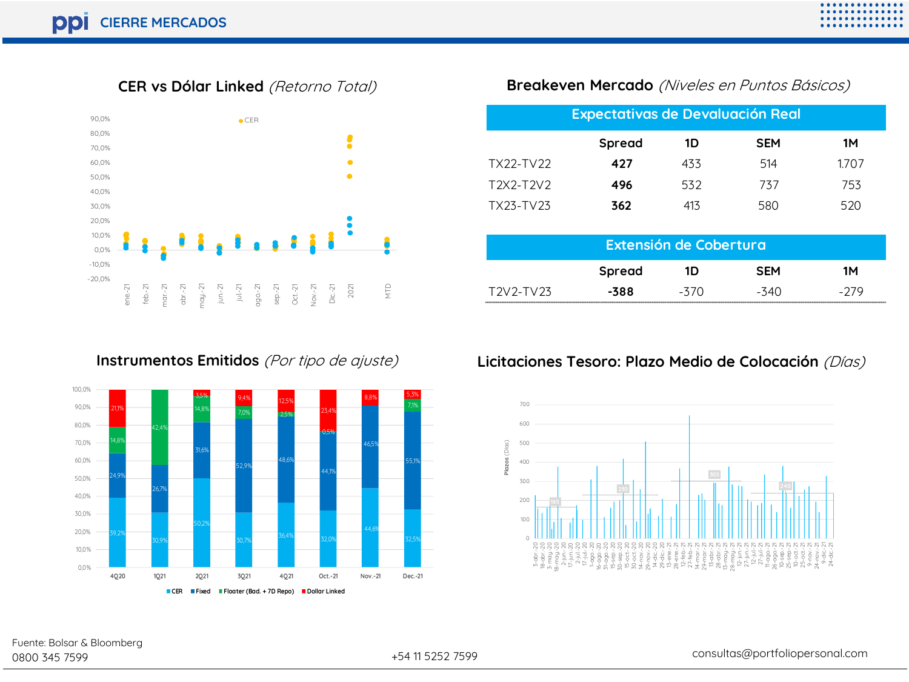## CER vs Dólar Linked *(Retorno Total)*

## Breakeven Mercado *(Niveles en Puntos Básicos)*

**Expectativas de Devaluación Real**

| | Spread | 1D | SEM | 1M |
|---|---|---|---|---|
| TX22-TV22 | **427** | 433 | 514 | 1.707 |
| T2X2-T2V2 | **496** | 532 | 737 | 753 |
| TX23-TV23 | **362** | 413 | 580 | 520 |

**Extensión de Cobertura**

| | Spread | 1D | SEM | 1M |
|---|---|---|---|---|
| T2V2-TV23 | **-388** | -370 | -340 | -279 |

## Instrumentos Emitidos *(Por tipo de ajuste)*

| | 4Q20 | 1Q21 | 2Q21 | 3Q21 | 4Q21 | Oct.-21 | Nov.-21 | Dec.-21 |
|---|---|---|---|---|---|---|---|---|
| CER | 39,2% | 30,9% | 50,2% | 30,7% | 36,4% | 32,0% | 44,6% | 32,5% |
| Fixed | 24,9% | 26,7% | 31,6% | 52,9% | 48,6% | 44,1% | 46,5% | 55,1% |
| Floater (Bad. + 7D Repo) | 14,8% | 42,4% | 14,8% | 7,0% | 2,5% | 0,5% | | 7,1% |
| Dollar Linked | 21,1% | | 3,5% | 9,4% | 12,5% | 23,4% | 8,8% | 5,3% |

## Licitaciones Tesoro: Plazo Medio de Colocación *(Días)*

Fuente: Bolsar & Bloomberg
0800 345 7599 +54 11 5252 7599 consultas@portfoliopersonal.com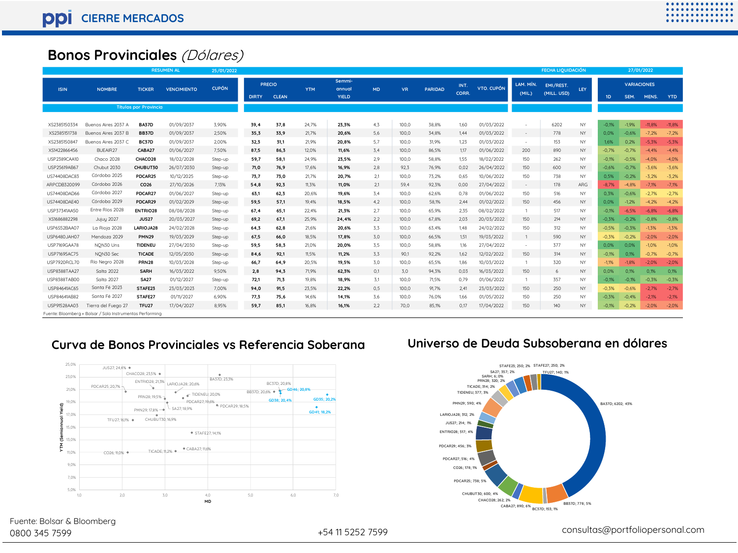# Bonos Provinciales *(Dólares)*

| RESUMEN AL | 25/01/2022 | | | | | | | | | | | | | | FECHA LIQUIDACIÓN | 27/01/2022 | | | | | |
|---|---|---|---|---|---|---|---|---|---|---|---|---|---|---|---|---|---|---|---|---|---|
| ISIN | NOMBRE | TICKER | VENCIMIENTO | CUPÓN | PRECIO | | YTM | Semmi-annual YIELD | MD | VR | PARIDAD | INT. CORR. | VTO. CUPÓN | LAM. MÍN. (MIL.) | EMI/REST. (MILL. USD) | LEY | VARIACIONES | | | |
| | | | | | DIRTY | CLEAN | | | | | | | | | | | 1D | SEM. | MENS. | YTD |
| Títulos por Provincia | | | | | | | | | | | | | | | | | | | | |
| XS2385150334 | Buenos Aires 2037 A | BA37D | 01/09/2037 | 3,90% | 39,4 | 37,8 | 24,7% | 23,3% | 4,3 | 100,0 | 38,8% | 1,60 | 01/03/2022 | - | 6202 | NY | -0,1% | -1,9% | -11,8% | -11,8% |
| XS2385151738 | Buenos Aires 2037 B | BB37D | 01/09/2037 | 2,50% | 35,3 | 33,9 | 21,7% | 20,6% | 5,6 | 100,0 | 34,8% | 1,44 | 01/03/2022 | - | 778 | NY | 0,0% | -0,6% | -7,2% | -7,2% |
| XS2385150847 | Buenos Aires 2037 C | BC37D | 01/09/2037 | 2,00% | 32,3 | 31,1 | 21,9% | 20,8% | 5,7 | 100,0 | 31,9% | 1,23 | 01/03/2022 | - | 153 | NY | 1,6% | 0,2% | -5,3% | -5,3% |
| XS1422866456 | BUEAIR27 | CABA27 | 01/06/2027 | 7,50% | 87,5 | 86,3 | 12,0% | 11,6% | 3,4 | 100,0 | 86,5% | 1,17 | 01/06/2022 | 200 | 890 | NY | -0,7% | -0,7% | -4,4% | -4,4% |
| USP2389CAA10 | Chaco 2028 | CHACO28 | 18/02/2028 | Step-up | 59,7 | 58,1 | 24,9% | 23,5% | 2,9 | 100,0 | 58,8% | 1,55 | 18/02/2022 | 150 | 262 | NY | -0,1% | -0,5% | -4,0% | -4,0% |
| USP25619AB67 | Chubut 2030 | CHUBUT30 | 26/07/2030 | Step-up | 71,0 | 76,9 | 17,6% | 16,9% | 2,8 | 92,3 | 76,9% | 0,02 | 26/04/2022 | 150 | 600 | NY | -0,6% | -0,7% | -3,6% | -3,6% |
| US74408DAC83 | Córdoba 2025 | PDCAR25 | 10/12/2025 | Step-up | 73,7 | 73,0 | 21,7% | 20,7% | 2,1 | 100,0 | 73,2% | 0,65 | 10/06/2022 | 150 | 738 | NY | 0,5% | -0,2% | -3,2% | -3,2% |
| ARPCDB320099 | Córdoba 2026 | CO26 | 27/10/2026 | 7,13% | 54,8 | 92,3 | 11,3% | 11,0% | 2,1 | 59,4 | 92,3% | 0,00 | 27/04/2022 | - | 178 | ARG | -8,7% | -4,8% | -7,1% | -7,1% |
| US74408DAD66 | Córdoba 2027 | PDCAR27 | 01/06/2027 | Step-up | 63,1 | 62,3 | 20,6% | 19,6% | 3,4 | 100,0 | 62,6% | 0,78 | 01/06/2022 | 150 | 516 | NY | 0,3% | -0,6% | -2,7% | -2,7% |
| US74408DAE40 | Córdoba 2029 | PDCAR29 | 01/02/2029 | Step-up | 59,5 | 57,1 | 19,4% | 18,5% | 4,2 | 100,0 | 58,1% | 2,44 | 01/02/2022 | 150 | 456 | NY | 0,0% | -1,2% | -4,2% | -4,2% |
| USP37341AA50 | Entre Ríos 2028 | ENTRIO28 | 08/08/2028 | Step-up | 67,4 | 65,1 | 22,4% | 21,3% | 2,7 | 100,0 | 65,9% | 2,35 | 08/02/2022 | 1 | 517 | NY | -0,1% | -6,5% | -6,8% | -6,8% |
| XS1686882298 | Jujuy 2027 | JUS27 | 20/03/2027 | Step-up | 69,2 | 67,1 | 25,9% | 24,4% | 2,2 | 100,0 | 67,8% | 2,03 | 20/03/2022 | 150 | 214 | NY | -0,3% | -0,2% | -0,8% | -0,8% |
| USP6S52BAA07 | La Rioja 2028 | LARIOJA28 | 24/02/2028 | Step-up | 64,3 | 62,8 | 21,6% | 20,6% | 3,3 | 100,0 | 63,4% | 1,48 | 24/02/2022 | 150 | 312 | NY | -0,5% | -0,3% | -1,3% | -1,3% |
| USP6480JAH07 | Mendoza 2029 | PMN29 | 19/03/2029 | Step-up | 67,5 | 66,0 | 18,5% | 17,8% | 3,0 | 100,0 | 66,5% | 1,51 | 19/03/2022 | 1 | 590 | NY | -0,3% | -0,2% | -2,0% | -2,0% |
| USP7169GAA78 | NQN30 Uns | TIDENEU | 27/04/2030 | Step-up | 59,5 | 58,3 | 21,0% | 20,0% | 3,5 | 100,0 | 58,8% | 1,16 | 27/04/2022 | - | 377 | NY | 0,0% | 0,0% | -1,0% | -1,0% |
| USP71695AC75 | NQN30 Sec | TICADE | 12/05/2030 | Step-up | 84,6 | 92,1 | 11,5% | 11,2% | 3,3 | 90,1 | 92,2% | 1,62 | 12/02/2022 | 150 | 314 | NY | -0,1% | 0,1% | -0,7% | -0,7% |
| USP7920RCL70 | Rio Negro 2028 | PRN28 | 10/03/2028 | Step-up | 66,7 | 64,9 | 20,5% | 19,5% | 3,0 | 100,0 | 65,5% | 1,86 | 10/03/2022 | 1 | 320 | NY | -1,1% | -1,8% | -2,0% | -2,0% |
| USP8388TAA27 | Salta 2022 | SARH | 16/03/2022 | 9,50% | 2,8 | 94,3 | 71,9% | 62,3% | 0,1 | 3,0 | 94,3% | 0,03 | 16/03/2022 | 150 | 6 | NY | 0,0% | 0,1% | 0,1% | 0,1% |
| USP8388TAB00 | Salta 2027 | SA27 | 01/12/2027 | Step-up | 72,1 | 71,3 | 19,8% | 18,9% | 3,1 | 100,0 | 71,5% | 0,79 | 01/06/2022 | 1 | 357 | NY | -0,1% | -0,1% | -0,3% | -0,3% |
| USP84641AC65 | Santa Fé 2023 | STAFE23 | 23/03/2023 | 7,00% | 94,0 | 91,5 | 23,5% | 22,2% | 0,5 | 100,0 | 91,7% | 2,41 | 23/03/2022 | 150 | 250 | NY | -0,3% | -0,6% | -2,7% | -2,7% |
| USP84641AB82 | Santa Fé 2027 | STAFE27 | 01/11/2027 | 6,90% | 77,3 | 75,6 | 14,6% | 14,1% | 3,6 | 100,0 | 76,0% | 1,66 | 01/05/2022 | 150 | 250 | NY | -0,3% | -0,4% | -2,1% | -2,1% |
| USP91528AA03 | Tierra del Fuego 27 | TFU27 | 17/04/2027 | 8,95% | 59,7 | 85,1 | 16,8% | 16,1% | 2,2 | 70,0 | 85,1% | 0,17 | 17/04/2022 | 150 | 140 | NY | -0,1% | -0,2% | -2,0% | -2,0% |

Fuente: Bloomberg + Bolsar / Solo Instrumentos Performing

## Curva de Bonos Provinciales vs Referencia Soberana

## Universo de Deuda Subsoberana en dólares

Fuente: Bolsar & Bloomberg

0800 345 7599

+54 11 5252 7599

consultas@portfoliopersonal.com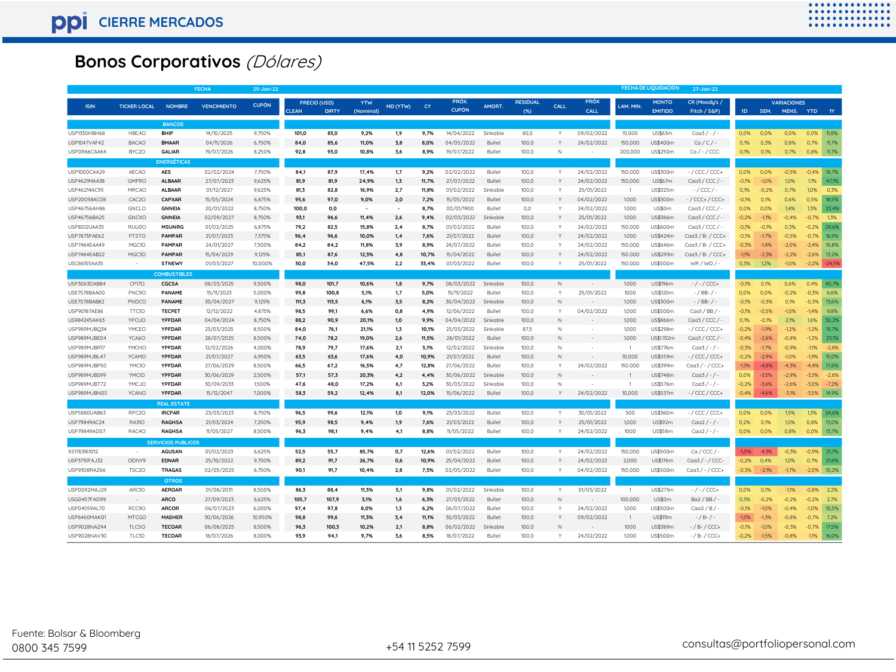# CIERRE MERCADOS

## Bonos Corporativos *(Dólares)*

FECHA: 25-Jan-22 — FECHA DE LIQUIDACIÓN: 27-Jan-22

| ISIN | TICKER LOCAL | NOMBRE | VENCIMIENTO | CUPÓN | PRECIO (USD) CLEAN | DIRTY | YTW (Nominal) | MD (YTW) | CY | PRÓX. CUPON | AMORT. | RESIDUAL (%) | CALL | PRÓX CALL | LAM. MIN. | MONTO EMITIDO | CR (Moody's / Fitch / S&P) | 1D | SEM. | MENS. | YTD | 1Y |
|---|---|---|---|---|---|---|---|---|---|---|---|---|---|---|---|---|---|---|---|---|---|---|
| **BANCOS** | | | | | | | | | | | | | | | | | | | | | | |
| USP1330HBH68 | HBC4O | BHIP | 14/10/2025 | 9,750% | 101,0 | 83,0 | 9,2% | 1,9 | 9,7% | 14/04/2022 | Sinkable | 80,0 | Y | 09/02/2022 | 15.000 | US$63m | Caa3 / - / - | 0,0% | 0,0% | 0,0% | 0,0% | 11,8% |
| USP1047VAF42 | BACAO | BMAAR | 04/11/2026 | 6,750% | 84,0 | 85,6 | 11,0% | 3,8 | 8,0% | 04/05/2022 | Bullet | 100,0 | Y | 24/02/2022 | 150,000 | US$400m | Ca / C / - | 0,1% | 0,3% | 0,8% | 0,7% | 11,7% |
| USP0R66CAA64 | BYC2O | GALIAR | 19/07/2026 | 8,250% | 92,8 | 93,0 | 10,8% | 3,6 | 8,9% | 19/07/2022 | Bullet | 100,0 | N | - | 200,000 | US$250m | Ca / - / CCC- | 0,1% | 0,1% | 0,7% | 0,8% | 11,7% |
| **ENERGÉTICAS** | | | | | | | | | | | | | | | | | | | | | | |
| USP1000CAA29 | AECAO | AES | 02/02/2024 | 7,750% | 84,1 | 87,9 | 17,4% | 1,7 | 9,2% | 02/02/2022 | Bullet | 100,0 | Y | 24/02/2022 | 150,000 | US$300m | - / CCC / CCC+ | 0,0% | 0,0% | -0,5% | -0,4% | 16,7% |
| USP4621MAA38 | GMFRO | ALBAAR | 27/07/2023 | 9,625% | 81,9 | 81,9 | 24,9% | 1,3 | 11,7% | 27/07/2022 | Bullet | 100,0 | Y | 24/02/2022 | 150,000 | US$67m | Caa3 / CCC / - | -0,1% | -1,0% | 1,0% | 1,1% | 47,1% |
| USP46214AC95 | MRCAO | ALBAAR | 01/12/2027 | 9,625% | 81,3 | 82,8 | 16,9% | 2,7 | 11,8% | 01/02/2022 | Sinkable | 100,0 | Y | 25/01/2022 | 1 | US$325m | - / CCC / - | 0,1% | -0,2% | 0,7% | 1,0% | 0,3% |
| USP20058AC08 | CAC2O | CAPXAR | 15/05/2024 | 6,875% | 95,6 | 97,0 | 9,0% | 2,0 | 7,2% | 15/05/2022 | Bullet | 100,0 | Y | 04/02/2022 | 1.000 | US$300m | - / CCC+ / CCC+ | -0,1% | 0,1% | 0,6% | 0,5% | 18,5% |
| USP46756AH86 | GNCLO | GNNEIA | 20/01/2022 | 8,750% | 100,0 | 0,0 | - | - | 8,7% | 00/01/1900 | Bullet | 0,0 | Y | 24/02/2022 | 1.000 | US$0m | Caa3 / CCC / - | 0,0% | 0,0% | 1,4% | 1,3% | 23,4% |
| USP46756BA25 | GNCXO | GNNEIA | 02/09/2027 | 8,750% | 93,1 | 96,6 | 11,4% | 2,6 | 9,4% | 02/03/2022 | Sinkable | 100,0 | Y | 25/01/2022 | 1.000 | US$366m | Caa3 / CCC / - | -0,2% | -1,1% | -0,4% | -0,7% | 1,3% |
| USP8S12UAA35 | RUU0O | MSUNRG | 01/02/2025 | 6,875% | 79,2 | 82,5 | 15,8% | 2,4 | 8,7% | 01/02/2022 | Bullet | 100,0 | Y | 24/02/2022 | 150,000 | US$600m | Caa3 / CCC / - | -0,1% | -0,1% | 0,3% | -0,2% | 29,6% |
| USP7873PAE62 | PTSTO | PAMPAR | 21/07/2023 | 7,375% | 96,4 | 96,6 | 10,0% | 1,4 | 7,6% | 21/07/2022 | Bullet | 100,0 | Y | 24/02/2022 | 1.000 | US$424m | Caa3 / B- / CCC+ | -0,1% | -1,7% | -0,5% | -0,7% | 16,9% |
| USP7464EAA49 | MGC1O | PAMPAR | 24/01/2027 | 7,500% | 84,2 | 84,2 | 11,8% | 3,9 | 8,9% | 24/07/2022 | Bullet | 100,0 | Y | 24/02/2022 | 150,000 | US$646m | Caa3 / B- / CCC+ | -0,3% | -1,8% | -2,0% | -2,4% | 10,8% |
| USP7464EAB22 | MGC3O | PAMPAR | 15/04/2029 | 9,125% | 85,1 | 87,6 | 12,3% | 4,8 | 10,7% | 15/04/2022 | Bullet | 100,0 | Y | 24/02/2022 | 150.000 | US$293m | Caa3 / B- / CCC+ | -1,1% | -2,3% | -2,2% | -2,6% | 13,2% |
| USC86155AA35 | - | STNEWY | 01/03/2027 | 10,000% | 30,0 | 34,0 | 47,5% | 2,2 | 33,4% | 01/03/2022 | Bullet | 100,0 | Y | 25/01/2022 | 150,000 | US$500m | WR / WD / - | 0,3% | 1,2% | -1,0% | -2,2% | -24,5% |
| **COMBUSTIBLES** | | | | | | | | | | | | | | | | | | | | | | |
| USP3063DAB84 | CP17O | CGCSA | 08/03/2025 | 9,500% | 98,0 | 101,7 | 10,6% | 1,8 | 9,7% | 08/03/2022 | Sinkable | 100,0 | N | - | 1.000 | US$196m | - / - / CCC+ | -0,1% | 0,1% | 0,6% | 0,4% | 40,7% |
| USE7S78BAA00 | PNC9O | PANAME | 15/11/2023 | 5,000% | 99,8 | 100,8 | 5,1% | 1,7 | 5,0% | 15/11/2022 | Bullet | 100,0 | Y | 25/01/2022 | 1000 | US$120m | - / BB- / - | 0,0% | 0,0% | -0,2% | -0,3% | 6,6% |
| USE7S78BAB82 | PNDCO | PANAME | 30/04/2027 | 9,125% | 111,3 | 113,5 | 6,1% | 3,5 | 8,2% | 30/04/2022 | Sinkable | 100,0 | N | - | 1.000 | US$300m | - / BB- / - | -0,1% | -0,3% | 0,1% | -0,3% | 13,6% |
| USP90187AE86 | TTC1O | TECPET | 12/12/2022 | 4,875% | 98,5 | 99,1 | 6,6% | 0,8 | 4,9% | 12/06/2022 | Bullet | 100,0 | Y | 04/02/2022 | 1,000 | US$500m | Caa1 / BB / - | -0,1% | -0,5% | -1,0% | -1,4% | 9,8% |
| US984245AK63 | YPCUO | YPFDAR | 04/04/2024 | 8,750% | 88,2 | 90,9 | 20,1% | 1,0 | 9,9% | 04/04/2022 | Sinkable | 100,0 | N | - | 1,000 | US$866m | Caa3 / CCC / - | 0,1% | -0,1% | 2,1% | 1,6% | 30,2% |
| USP989MJBQ34 | YMCEO | YPFDAR | 23/03/2025 | 8,500% | 84,0 | 76,1 | 21,1% | 1,3 | 10,1% | 23/03/2022 | Sinkable | 87,5 | N | - | 1,000 | US$298m | - / CCC / CCC+ | -0,2% | -1,9% | -1,2% | -1,2% | 19,7% |
| USP989MJBE04 | YCA6O | YPFDAR | 28/07/2025 | 8,500% | 74,0 | 78,2 | 19,0% | 2,6 | 11,5% | 28/01/2022 | Bullet | 100,0 | N | - | 1.000 | US$1.132m | Caa3 / CCC / - | -0,4% | -2,6% | -0,8% | -1,2% | 23,1% |
| USP989MJBR17 | YMCHO | YPFDAR | 12/02/2026 | 4,000% | 78,9 | 79,7 | 17,6% | 2,1 | 5,1% | 12/02/2022 | Sinkable | 100,0 | N | - | 1 | US$776m | Caa3 / - / - | -0,3% | -1,7% | -0,9% | -1,1% | -2,8% |
| USP989MJBL47 | YCAMO | YPFDAR | 21/07/2027 | 6,950% | 63,5 | 63,6 | 17,6% | 4,0 | 10,9% | 21/07/2022 | Bullet | 100,0 | N | - | 10,000 | US$559m | - / CCC / CCC+ | -0,2% | -2,9% | -1,0% | -1,9% | 15,0% |
| USP989MJBP50 | YMC1O | YPFDAR | 27/06/2029 | 8,500% | 66,5 | 67,2 | 16,5% | 4,7 | 12,8% | 27/06/2022 | Bullet | 100,0 | Y | 24/02/2022 | 150.000 | US$399m | Caa3 / - / CCC+ | -1,3% | -4,8% | -4,3% | -4,4% | 17,6% |
| USP989MJBS99 | YMCIO | YPFDAR | 30/06/2029 | 2,500% | 57,1 | 57,3 | 20,3% | 4,2 | 4,4% | 30/06/2022 | Sinkable | 100,0 | N | - | 1 | US$748m | Caa3 / - / - | 0,0% | -3,5% | -2,9% | -3,3% | -2,6% |
| USP989MJBT72 | YMCJO | YPFDAR | 30/09/2033 | 1,500% | 47,6 | 48,0 | 17,2% | 6,1 | 3,2% | 30/03/2022 | Sinkable | 100,0 | N | - | 1 | US$576m | Caa3 / - / - | -0,2% | -3,6% | -2,6% | -3,0% | -7,2% |
| USP989MJBN03 | YCANO | YPFDAR | 15/12/2047 | 7,000% | 58,3 | 59,2 | 12,4% | 8,1 | 12,0% | 15/06/2022 | Bullet | 100,0 | Y | 24/02/2022 | 10,000 | US$537m | - / CCC / CCC+ | -0,4% | -4,6% | -3,1% | -3,5% | 14,9% |
| **REAL ESTATE** | | | | | | | | | | | | | | | | | | | | | | |
| USP5880UAB63 | RPC2O | IRCPAR | 23/03/2023 | 8,750% | 96,5 | 99,6 | 12,1% | 1,0 | 9,1% | 23/03/2022 | Bullet | 100,0 | Y | 30/01/2022 | 500 | US$360m | - / CCC / CCC+ | 0,0% | 0,0% | 1,5% | 1,3% | 24,6% |
| USP79849AC24 | RA31O | RAGHSA | 21/03/2024 | 7,250% | 95,9 | 98,5 | 9,4% | 1,9 | 7,6% | 21/03/2022 | Bullet | 100,0 | Y | 25/01/2022 | 1.000 | US$92m | Caa2 / - / - | 0,2% | 0,1% | 1,0% | 0,8% | 13,0% |
| USP79849AD07 | RAC4O | RAGHSA | 11/05/2027 | 8,500% | 96,3 | 98,1 | 9,4% | 4,1 | 8,8% | 11/05/2022 | Bullet | 100,0 | Y | 24/02/2022 | 1000 | US$58m | Caa2 / - / - | 0,0% | 0,0% | 0,8% | 0,0% | 13,7% |
| **SERVICIOS PUBLICOS** | | | | | | | | | | | | | | | | | | | | | | |
| XS1763161012 | - | AGUSAN | 01/02/2023 | 6,625% | 52,5 | 55,7 | 85,7% | 0,7 | 12,6% | 01/02/2022 | Bullet | 100,0 | Y | 24/02/2022 | 150,000 | US$500m | Ca / CCC / - | -3,0% | -4,3% | -0,3% | -0,9% | 21,7% |
| USP3710FAJ32 | ODNY9 | EDNAR | 25/10/2022 | 9,750% | 89,2 | 91,7 | 26,7% | 0,6 | 10,9% | 25/04/2022 | Bullet | 100,0 | Y | 24/02/2022 | 2,000 | US$176m | Caa3 / - / CCC- | -0,2% | 0,4% | 1,0% | 0,7% | 21,8% |
| USP9308RAZ66 | TSC2O | TRAGAS | 02/05/2025 | 6,750% | 90,1 | 91,7 | 10,4% | 2,8 | 7,5% | 02/05/2022 | Bullet | 100,0 | Y | 04/02/2022 | 150,000 | US$500m | Caa3 / - / CCC+ | -0,3% | -2,1% | -1,7% | -2,0% | 10,2% |
| **OTROS** | | | | | | | | | | | | | | | | | | | | | | |
| USP0092MAJ29 | ARC1O | AEROAR | 01/08/2031 | 8,500% | 86,3 | 88,4 | 11,3% | 5,1 | 9,8% | 01/02/2022 | Sinkable | 100,0 | Y | 01/03/2022 | 1 | US$273m | - / - / CCC+ | 0,0% | 0,1% | -1,1% | -0,8% | 2,2% |
| USG0457FAD99 | - | ARCO | 27/09/2023 | 6,625% | 105,7 | 107,9 | 3,1% | 1,6 | 6,3% | 27/03/2022 | Bullet | 100,0 | N | - | 100,000 | US$0m | Ba2 / BB / - | 0,3% | -0,2% | -0,2% | -0,2% | 2,7% |
| USP04559AL70 | RCC9O | ARCOR | 06/07/2023 | 6,000% | 97,4 | 97,8 | 8,0% | 1,3 | 6,2% | 06/07/2022 | Bullet | 100,0 | Y | 24/02/2022 | 150,000 | US$500m | Caa2 / B / - | -0,1% | -1,0% | -0,4% | -1,0% | 10,5% |
| USP6460MAK01 | MTCGO | MASHER | 30/06/2026 | 10,950% | 98,8 | 99,6 | 11,3% | 3,4 | 11,1% | 30/03/2022 | Sinkable | 100,0 | Y | 09/02/2022 | 1 | US$111m | - / B- / - | -1,5% | -1,3% | -0,8% | -0,7% | 7,2% |
| USP9028NAZ44 | TLC5O | TECOAR | 06/08/2025 | 8,500% | 96,3 | 100,3 | 10,2% | 2,1 | 8,8% | 06/02/2022 | Sinkable | 100,0 | N | - | 1000 | US$389m | - / B- / CCC+ | -0,1% | -1,0% | -0,3% | -0,7% | 17,5% |
| USP9028NAV30 | TLC1O | TECOAR | 18/07/2026 | 8,000% | 93,9 | 94,1 | 9,7% | 3,6 | 8,5% | 18/07/2022 | Bullet | 100,0 | Y | 24/02/2022 | 1.000 | US$500m | - / B- / CCC+ | -0,2% | -1,5% | -0,8% | -1,1% | 16,0% |

Fuente: Bolsar & Bloomberg

0800 345 7599 — +54 11 5252 7599 — consultas@portfoliopersonal.com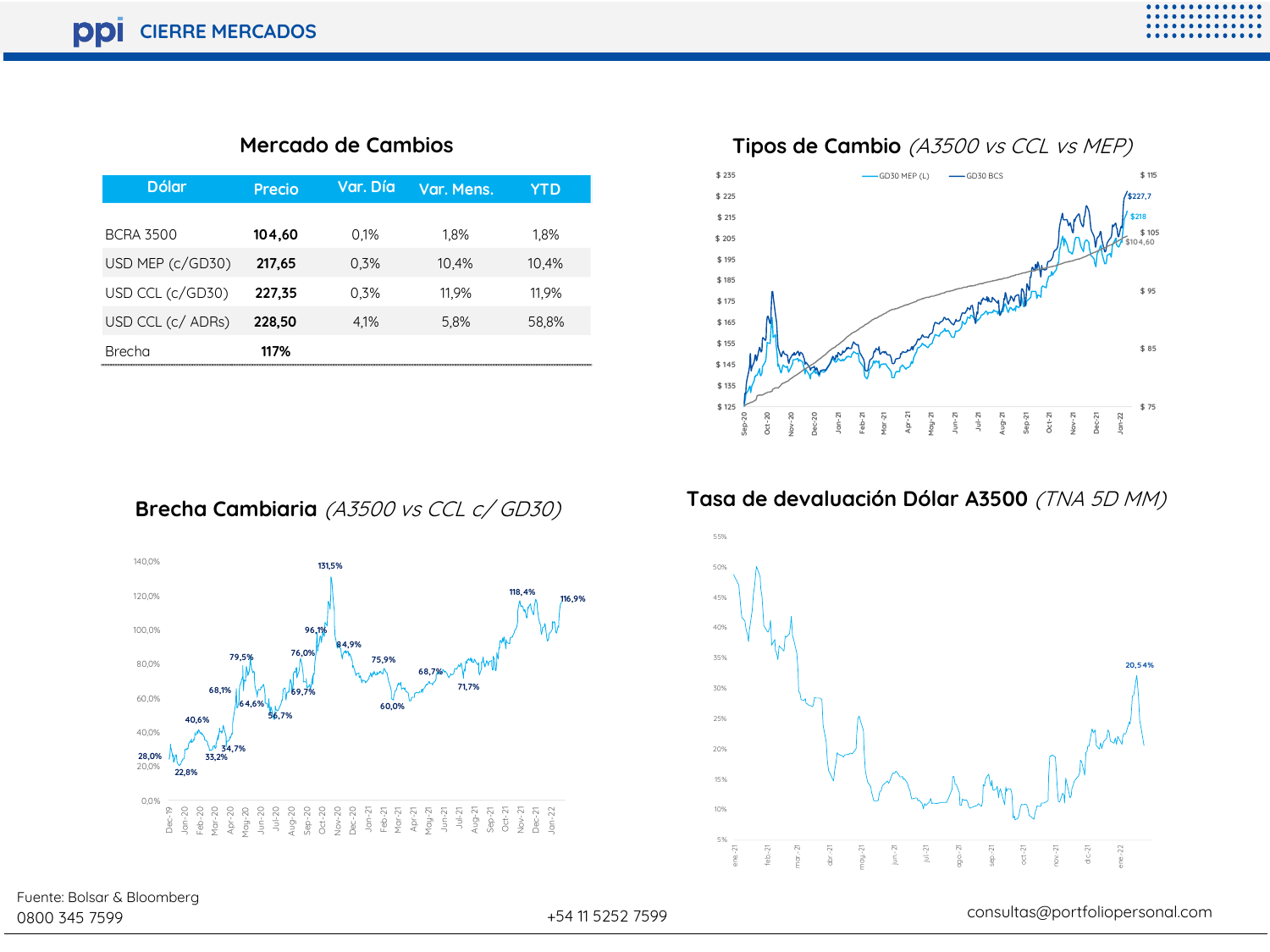## Mercado de Cambios

| Dólar | Precio | Var. Día | Var. Mens. | YTD |
|---|---|---|---|---|
| BCRA 3500 | **104,60** | 0,1% | 1,8% | 1,8% |
| USD MEP (c/GD30) | **217,65** | 0,3% | 10,4% | 10,4% |
| USD CCL (c/GD30) | **227,35** | 0,3% | 11,9% | 11,9% |
| USD CCL (c/ ADRs) | **228,50** | 4,1% | 5,8% | 58,8% |
| Brecha | **117%** | | | |

## Tipos de Cambio *(A3500 vs CCL vs MEP)*

## Brecha Cambiaria *(A3500 vs CCL c/ GD30)*

## Tasa de devaluación Dólar A3500 *(TNA 5D MM)*

Fuente: Bolsar & Bloomberg

0800 345 7599

+54 11 5252 7599

consultas@portfoliopersonal.com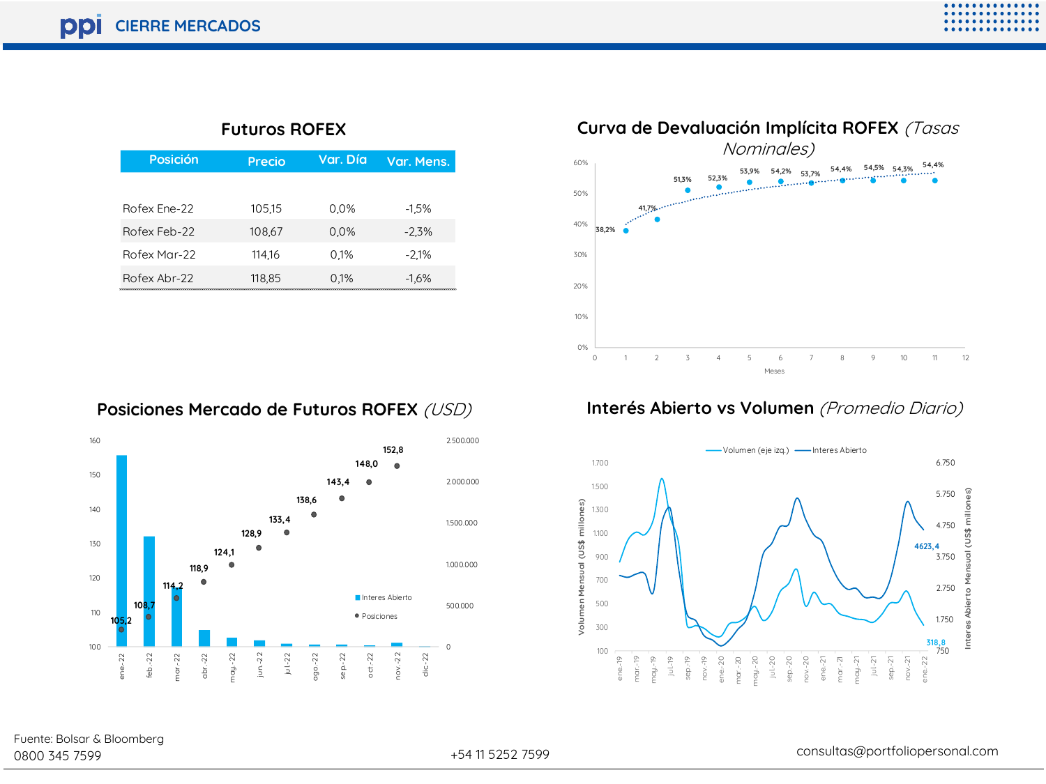## Futuros ROFEX

| Posición | Precio | Var. Día | Var. Mens. |
|---|---|---|---|
| Rofex Ene-22 | 105,15 | 0,0% | -1,5% |
| Rofex Feb-22 | 108,67 | 0,0% | -2,3% |
| Rofex Mar-22 | 114,16 | 0,1% | -2,1% |
| Rofex Abr-22 | 118,85 | 0,1% | -1,6% |

## Curva de Devaluación Implícita ROFEX *(Tasas Nominales)*

| Meses | 1 | 2 | 3 | 4 | 5 | 6 | 7 | 8 | 9 | 10 | 11 |
|---|---|---|---|---|---|---|---|---|---|---|---|
| Tasa | 38,2% | 41,7% | 51,3% | 52,3% | 53,9% | 54,2% | 53,7% | 54,4% | 54,5% | 54,3% | 54,4% |

## Posiciones Mercado de Futuros ROFEX *(USD)*

| Posición | ene-22 | feb-22 | mar-22 | abr-22 | may-22 | jun-22 | jul-22 | ago-22 | sep-22 | oct-22 | nov-22 | dic-22 |
|---|---|---|---|---|---|---|---|---|---|---|---|---|
| Posiciones | 105,2 | 108,7 | 114,2 | 118,9 | 124,1 | 128,9 | 133,4 | 138,6 | 143,4 | 148,0 | 152,8 | |

## Interés Abierto vs Volumen *(Promedio Diario)*

Volumen (eje izq.): 318,8 — Interes Abierto: 4623,4

Fuente: Bolsar & Bloomberg

0800 345 7599 | +54 11 5252 7599 | consultas@portfoliopersonal.com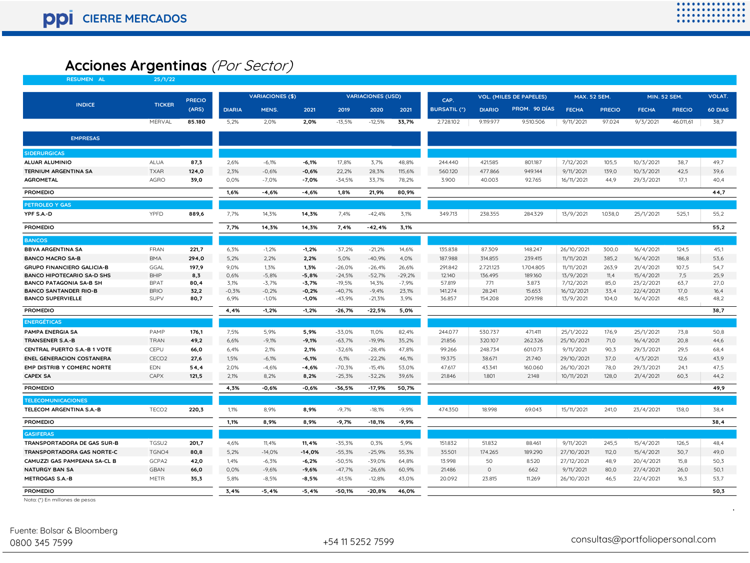# Acciones Argentinas *(Por Sector)*

RESUMEN AL 25/1/22

| INDICE | TICKER | PRECIO (ARS) | VARIACIONES ($) DIARIA | VARIACIONES ($) MENS. | VARIACIONES ($) 2021 | VARIACIONES (USD) 2019 | VARIACIONES (USD) 2020 | VARIACIONES (USD) 2021 | CAP. BURSATIL (*) | VOL. (MILES DE PAPELES) DIARIO | VOL. (MILES DE PAPELES) PROM. 90 DÍAS | MAX. 52 SEM. FECHA | MAX. 52 SEM. PRECIO | MIN. 52 SEM. FECHA | MIN. 52 SEM. PRECIO | VOLAT. 60 DIAS |
|---|---|---|---|---|---|---|---|---|---|---|---|---|---|---|---|---|
| | MERVAL | 85.180 | 5,2% | 2,0% | 2,0% | -13,5% | -12,5% | 33,7% | 2.728.102 | 9.119.977 | 9.510.506 | 9/11/2021 | 97.024 | 9/3/2021 | 46.011,61 | 38,7 |
| **EMPRESAS** | | | | | | | | | | | | | | | | |
| **SIDERURGICAS** | | | | | | | | | | | | | | | | |
| ALUAR ALUMINIO | ALUA | 87,3 | 2,6% | -6,1% | -6,1% | 17,8% | 3,7% | 48,8% | 244.440 | 421.585 | 801.187 | 7/12/2021 | 105,5 | 10/3/2021 | 38,7 | 49,7 |
| TERNIUM ARGENTINA SA | TXAR | 124,0 | 2,3% | -0,6% | -0,6% | 22,2% | 28,3% | 115,6% | 560.120 | 477.866 | 949.144 | 9/11/2021 | 139,0 | 10/3/2021 | 42,5 | 39,6 |
| AGROMETAL | AGRO | 39,0 | 0,0% | -7,0% | -7,0% | -34,5% | 33,7% | 78,2% | 3.900 | 40.003 | 92.765 | 16/11/2021 | 44,9 | 29/3/2021 | 17,1 | 40,4 |
| PROMEDIO | | | 1,6% | -4,6% | -4,6% | 1,8% | 21,9% | 80,9% | | | | | | | | 44,7 |
| **PETROLEO Y GAS** | | | | | | | | | | | | | | | | |
| YPF S.A.-D | YPFD | 889,6 | 7,7% | 14,3% | 14,3% | 7,4% | -42,4% | 3,1% | 349.713 | 238.355 | 284.329 | 13/9/2021 | 1.038,0 | 25/1/2021 | 525,1 | 55,2 |
| PROMEDIO | | | 7,7% | 14,3% | 14,3% | 7,4% | -42,4% | 3,1% | | | | | | | | 55,2 |
| **BANCOS** | | | | | | | | | | | | | | | | |
| BBVA ARGENTINA SA | FRAN | 221,7 | 6,3% | -1,2% | -1,2% | -37,2% | -21,2% | 14,6% | 135.838 | 87.309 | 148.247 | 26/10/2021 | 300,0 | 16/4/2021 | 124,5 | 45,1 |
| BANCO MACRO SA-B | BMA | 294,0 | 5,2% | 2,2% | 2,2% | 5,0% | -40,9% | 4,0% | 187.988 | 314.855 | 239.415 | 11/11/2021 | 385,2 | 16/4/2021 | 186,8 | 53,6 |
| GRUPO FINANCIERO GALICIA-B | GGAL | 197,9 | 9,0% | 1,3% | 1,3% | -26,0% | -26,4% | 26,6% | 291.842 | 2.721.123 | 1.704.805 | 11/11/2021 | 263,9 | 21/4/2021 | 107,5 | 54,7 |
| BANCO HIPOTECARIO SA-D SHS | BHIP | 8,3 | 0,6% | -5,8% | -5,8% | -24,5% | -52,7% | -29,2% | 12.140 | 136.495 | 189.160 | 13/9/2021 | 11,4 | 15/4/2021 | 7,5 | 25,9 |
| BANCO PATAGONIA SA-B SH | BPAT | 80,4 | 3,1% | -3,7% | -3,7% | -19,5% | 14,3% | -7,9% | 57.819 | 771 | 3.873 | 7/12/2021 | 85,0 | 23/2/2021 | 63,7 | 27,0 |
| BANCO SANTANDER RIO-B | BRIO | 32,2 | -0,3% | -0,2% | -0,2% | -40,7% | -9,4% | 23,1% | 141.274 | 28.241 | 15.653 | 16/12/2021 | 33,4 | 22/4/2021 | 17,0 | 16,4 |
| BANCO SUPERVIELLE | SUPV | 80,7 | 6,9% | -1,0% | -1,0% | -43,9% | -21,3% | 3,9% | 36.857 | 154.208 | 209.198 | 13/9/2021 | 104,0 | 16/4/2021 | 48,5 | 48,2 |
| PROMEDIO | | | 4,4% | -1,2% | -1,2% | -26,7% | -22,5% | 5,0% | | | | | | | | 38,7 |
| **ENERGÉTICAS** | | | | | | | | | | | | | | | | |
| PAMPA ENERGIA SA | PAMP | 176,1 | 7,5% | 5,9% | 5,9% | -33,0% | 11,0% | 82,4% | 244.077 | 530.737 | 471.411 | 25/1/2022 | 176,9 | 25/1/2021 | 73,8 | 50,8 |
| TRANSENER S.A.-B | TRAN | 49,2 | 6,6% | -9,1% | -9,1% | -63,7% | -19,9% | 35,2% | 21.856 | 320.107 | 262.326 | 25/10/2021 | 71,0 | 16/4/2021 | 20,8 | 44,6 |
| CENTRAL PUERTO S.A.-B 1 VOTE | CEPU | 66,0 | 6,4% | 2,1% | 2,1% | -32,6% | -28,4% | 47,8% | 99.266 | 248.734 | 601.073 | 9/11/2021 | 90,3 | 29/3/2021 | 29,5 | 68,4 |
| ENEL GENERACION COSTANERA | CECO2 | 27,6 | 1,5% | -6,1% | -6,1% | 6,1% | -22,2% | 46,1% | 19.375 | 38.671 | 21.740 | 29/10/2021 | 37,0 | 4/3/2021 | 12,6 | 43,9 |
| EMP DISTRIB Y COMERC NORTE | EDN | 54,4 | 2,0% | -4,6% | -4,6% | -70,3% | -15,4% | 53,0% | 47.617 | 43.341 | 160.060 | 26/10/2021 | 78,0 | 29/3/2021 | 24,1 | 47,5 |
| CAPEX SA | CAPX | 121,5 | 2,1% | 8,2% | 8,2% | -25,3% | -32,2% | 39,6% | 21.846 | 1.801 | 2.148 | 10/11/2021 | 128,0 | 21/4/2021 | 60,3 | 44,2 |
| PROMEDIO | | | 4,3% | -0,6% | -0,6% | -36,5% | -17,9% | 50,7% | | | | | | | | 49,9 |
| **TELECOMUNICACIONES** | | | | | | | | | | | | | | | | |
| TELECOM ARGENTINA S.A.-B | TECO2 | 220,3 | 1,1% | 8,9% | 8,9% | -9,7% | -18,1% | -9,9% | 474.350 | 18.998 | 69.043 | 15/11/2021 | 241,0 | 23/4/2021 | 138,0 | 38,4 |
| PROMEDIO | | | 1,1% | 8,9% | 8,9% | -9,7% | -18,1% | -9,9% | | | | | | | | 38,4 |
| **GASIFERAS** | | | | | | | | | | | | | | | | |
| TRANSPORTADORA DE GAS SUR-B | TGSU2 | 201,7 | 4,6% | 11,4% | 11,4% | -35,3% | 0,3% | 5,9% | 151.832 | 51.832 | 88.461 | 9/11/2021 | 245,5 | 15/4/2021 | 126,5 | 48,4 |
| TRANSPORTADORA GAS NORTE-C | TGNO4 | 80,8 | 5,2% | -14,0% | -14,0% | -55,3% | -25,9% | 55,3% | 35.501 | 174.265 | 189.290 | 27/10/2021 | 112,0 | 15/4/2021 | 30,7 | 49,0 |
| CAMUZZI GAS PAMPEANA SA-CL B | GCPA2 | 42,0 | 1,4% | -6,3% | -6,2% | -50,5% | -39,0% | 64,8% | 13.998 | 50 | 8.520 | 27/12/2021 | 48,9 | 20/4/2021 | 15,8 | 50,3 |
| NATURGY BAN SA | GBAN | 66,0 | 0,0% | -9,6% | -9,6% | -47,7% | -26,6% | 60,9% | 21.486 | 0 | 662 | 9/11/2021 | 80,0 | 27/4/2021 | 26,0 | 50,1 |
| METROGAS S.A.-B | METR | 35,3 | 5,8% | -8,5% | -8,5% | -61,5% | -12,8% | 43,0% | 20.092 | 23.815 | 11.269 | 26/10/2021 | 46,5 | 22/4/2021 | 16,3 | 53,7 |
| PROMEDIO | | | 3,4% | -5,4% | -5,4% | -50,1% | -20,8% | 46,0% | | | | | | | | 50,3 |

Nota: (*) En millones de pesos

Fuente: Bolsar & Bloomberg
0800 345 7599

+54 11 5252 7599

consultas@portfoliopersonal.com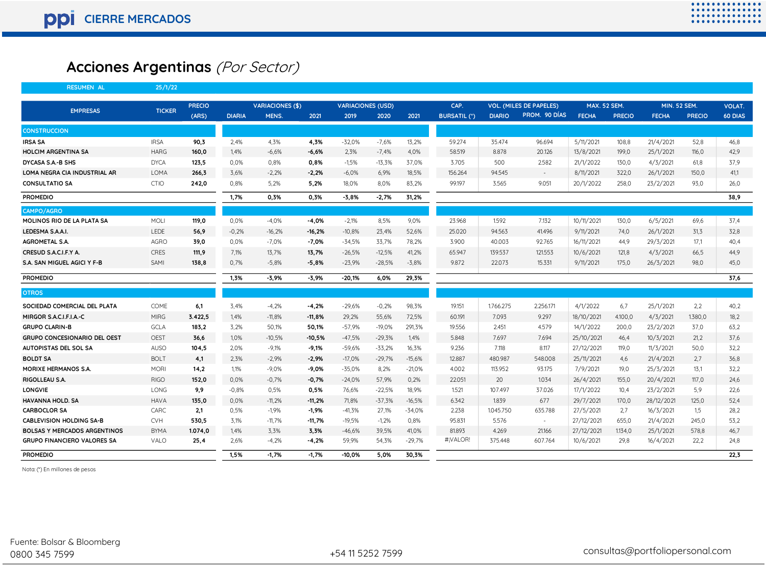# Acciones Argentinas *(Por Sector)*

RESUMEN AL 25/1/22

| EMPRESAS | TICKER | PRECIO (ARS) | VARIACIONES ($) DIARIA | VARIACIONES ($) MENS. | VARIACIONES ($) 2021 | VARIACIONES (USD) 2019 | VARIACIONES (USD) 2020 | VARIACIONES (USD) 2021 | CAP. BURSATIL (*) | VOL. (MILES DE PAPELES) DIARIO | VOL. (MILES DE PAPELES) PROM. 90 DÍAS | MAX. 52 SEM. FECHA | MAX. 52 SEM. PRECIO | MIN. 52 SEM. FECHA | MIN. 52 SEM. PRECIO | VOLAT. 60 DIAS |
|---|---|---|---|---|---|---|---|---|---|---|---|---|---|---|---|---|
| **CONSTRUCCION** | | | | | | | | | | | | | | | | |
| **IRSA SA** | IRSA | **90,3** | 2,4% | 4,3% | **4,3%** | -32,0% | -7,6% | 13,2% | 59.274 | 35.474 | 96.694 | 5/11/2021 | 108,8 | 21/4/2021 | 52,8 | 46,8 |
| **HOLCIM ARGENTINA SA** | HARG | **160,0** | 1,4% | -6,6% | **-6,6%** | 2,3% | -7,4% | 4,0% | 58.519 | 8.878 | 20.126 | 13/8/2021 | 199,0 | 25/1/2021 | 116,0 | 42,9 |
| **DYCASA S.A.-B SHS** | DYCA | **123,5** | 0,0% | 0,8% | **0,8%** | -1,5% | -13,3% | 37,0% | 3.705 | 500 | 2.582 | 21/1/2022 | 130,0 | 4/3/2021 | 61,8 | 37,9 |
| **LOMA NEGRA CIA INDUSTRIAL AR** | LOMA | **266,3** | 3,6% | -2,2% | **-2,2%** | -6,0% | 6,9% | 18,5% | 156.264 | 94.545 | - | 8/11/2021 | 322,0 | 26/1/2021 | 150,0 | 41,1 |
| **CONSULTATIO SA** | CTIO | **242,0** | 0,8% | 5,2% | **5,2%** | 18,0% | 8,0% | 83,2% | 99.197 | 3.565 | 9.051 | 20/1/2022 | 258,0 | 23/2/2021 | 93,0 | 26,0 |
| **PROMEDIO** | | | **1,7%** | **0,3%** | **0,3%** | **-3,8%** | **-2,7%** | **31,2%** | | | | | | | | **38,9** |
| **CAMPO/AGRO** | | | | | | | | | | | | | | | | |
| **MOLINOS RIO DE LA PLATA SA** | MOLI | **119,0** | 0,0% | -4,0% | **-4,0%** | -2,1% | 8,5% | 9,0% | 23.968 | 1.592 | 7.132 | 10/11/2021 | 130,0 | 6/5/2021 | 69,6 | 37,4 |
| **LEDESMA S.A.A.I.** | LEDE | **56,9** | -0,2% | -16,2% | **-16,2%** | -10,8% | 23,4% | 52,6% | 25.020 | 94.563 | 41.496 | 9/11/2021 | 74,0 | 26/1/2021 | 31,3 | 32,8 |
| **AGROMETAL S.A.** | AGRO | **39,0** | 0,0% | -7,0% | **-7,0%** | -34,5% | 33,7% | 78,2% | 3.900 | 40.003 | 92.765 | 16/11/2021 | 44,9 | 29/3/2021 | 17,1 | 40,4 |
| **CRESUD S.A.C.I.F.Y A.** | CRES | **111,9** | 7,1% | 13,7% | **13,7%** | -26,5% | -12,5% | 41,2% | 65.947 | 139.537 | 121.553 | 10/6/2021 | 121,8 | 4/3/2021 | 66,5 | 44,9 |
| **S.A. SAN MIGUEL AGICI Y F-B** | SAMI | **138,8** | 0,7% | -5,8% | **-5,8%** | -23,9% | -28,5% | -3,8% | 9.872 | 22.073 | 15.331 | 9/11/2021 | 175,0 | 26/3/2021 | 98,0 | 45,0 |
| **PROMEDIO** | | | **1,3%** | **-3,9%** | **-3,9%** | **-20,1%** | **6,0%** | **29,3%** | | | | | | | | **37,6** |
| **OTROS** | | | | | | | | | | | | | | | | |
| **SOCIEDAD COMERCIAL DEL PLATA** | COME | **6,1** | 3,4% | -4,2% | **-4,2%** | -29,6% | -0,2% | 98,3% | 19.151 | 1.766.275 | 2.256.171 | 4/1/2022 | 6,7 | 25/1/2021 | 2,2 | 40,2 |
| **MIRGOR S.A.C.I.F.I.A.-C** | MIRG | **3.422,5** | 1,4% | -11,8% | **-11,8%** | 29,2% | 55,6% | 72,5% | 60.191 | 7.093 | 9.297 | 18/10/2021 | 4.100,0 | 4/3/2021 | 1.380,0 | 18,2 |
| **GRUPO CLARIN-B** | GCLA | **183,2** | 3,2% | 50,1% | **50,1%** | -57,9% | -19,0% | 291,3% | 19.556 | 2.451 | 4.579 | 14/1/2022 | 200,0 | 23/2/2021 | 37,0 | 63,2 |
| **GRUPO CONCESIONARIO DEL OEST** | OEST | **36,6** | 1,0% | -10,5% | **-10,5%** | -47,5% | -29,3% | 1,4% | 5.848 | 7.697 | 7.694 | 25/10/2021 | 46,4 | 10/3/2021 | 21,2 | 37,6 |
| **AUTOPISTAS DEL SOL SA** | AUSO | **104,5** | 2,0% | -9,1% | **-9,1%** | -59,6% | -33,2% | 16,3% | 9.236 | 7.118 | 8.117 | 27/12/2021 | 119,0 | 11/3/2021 | 50,0 | 32,2 |
| **BOLDT SA** | BOLT | **4,1** | 2,3% | -2,9% | **-2,9%** | -17,0% | -29,7% | -15,6% | 12.887 | 480.987 | 548.008 | 25/11/2021 | 4,6 | 21/4/2021 | 2,7 | 36,8 |
| **MORIXE HERMANOS S.A.** | MORI | **14,2** | 1,1% | -9,0% | **-9,0%** | -35,0% | 8,2% | -21,0% | 4.002 | 113.952 | 93.175 | 7/9/2021 | 19,0 | 25/3/2021 | 13,1 | 32,2 |
| **RIGOLLEAU S.A.** | RIGO | **152,0** | 0,0% | -0,7% | **-0,7%** | -24,0% | 57,9% | 0,2% | 22.051 | 20 | 1.034 | 26/4/2021 | 155,0 | 20/4/2021 | 117,0 | 24,6 |
| **LONGVIE** | LONG | **9,9** | -0,8% | 0,5% | **0,5%** | 76,6% | -22,5% | 18,9% | 1.521 | 107.497 | 37.026 | 17/1/2022 | 10,4 | 23/2/2021 | 5,9 | 22,6 |
| **HAVANNA HOLD. SA** | HAVA | **135,0** | 0,0% | -11,2% | **-11,2%** | 71,8% | -37,3% | -16,5% | 6.342 | 1.839 | 677 | 29/7/2021 | 170,0 | 28/12/2021 | 125,0 | 52,4 |
| **CARBOCLOR SA** | CARC | **2,1** | 0,5% | -1,9% | **-1,9%** | -41,3% | 27,1% | -34,0% | 2.238 | 1.045.750 | 635.788 | 27/5/2021 | 2,7 | 16/3/2021 | 1,5 | 28,2 |
| **CABLEVISION HOLDING SA-B** | CVH | **530,5** | 3,1% | -11,7% | **-11,7%** | -19,5% | -1,2% | 0,8% | 95.831 | 5.576 | - | 27/12/2021 | 655,0 | 21/4/2021 | 245,0 | 53,2 |
| **BOLSAS Y MERCADOS ARGENTINOS** | BYMA | **1.074,0** | 1,4% | 3,3% | **3,3%** | -46,6% | 39,5% | 41,0% | 81.893 | 4.269 | 21.166 | 27/12/2021 | 1.134,0 | 25/1/2021 | 578,8 | 46,7 |
| **GRUPO FINANCIERO VALORES SA** | VALO | **25,4** | 2,6% | -4,2% | **-4,2%** | 59,9% | 54,3% | -29,7% | #¡VALOR! | 375.448 | 607.764 | 10/6/2021 | 29,8 | 16/4/2021 | 22,2 | 24,8 |
| **PROMEDIO** | | | **1,5%** | **-1,7%** | **-1,7%** | **-10,0%** | **5,0%** | **30,3%** | | | | | | | | **22,3** |

Nota: (*) En millones de pesos

Fuente: Bolsar & Bloomberg

0800 345 7599

+54 11 5252 7599

consultas@portfoliopersonal.com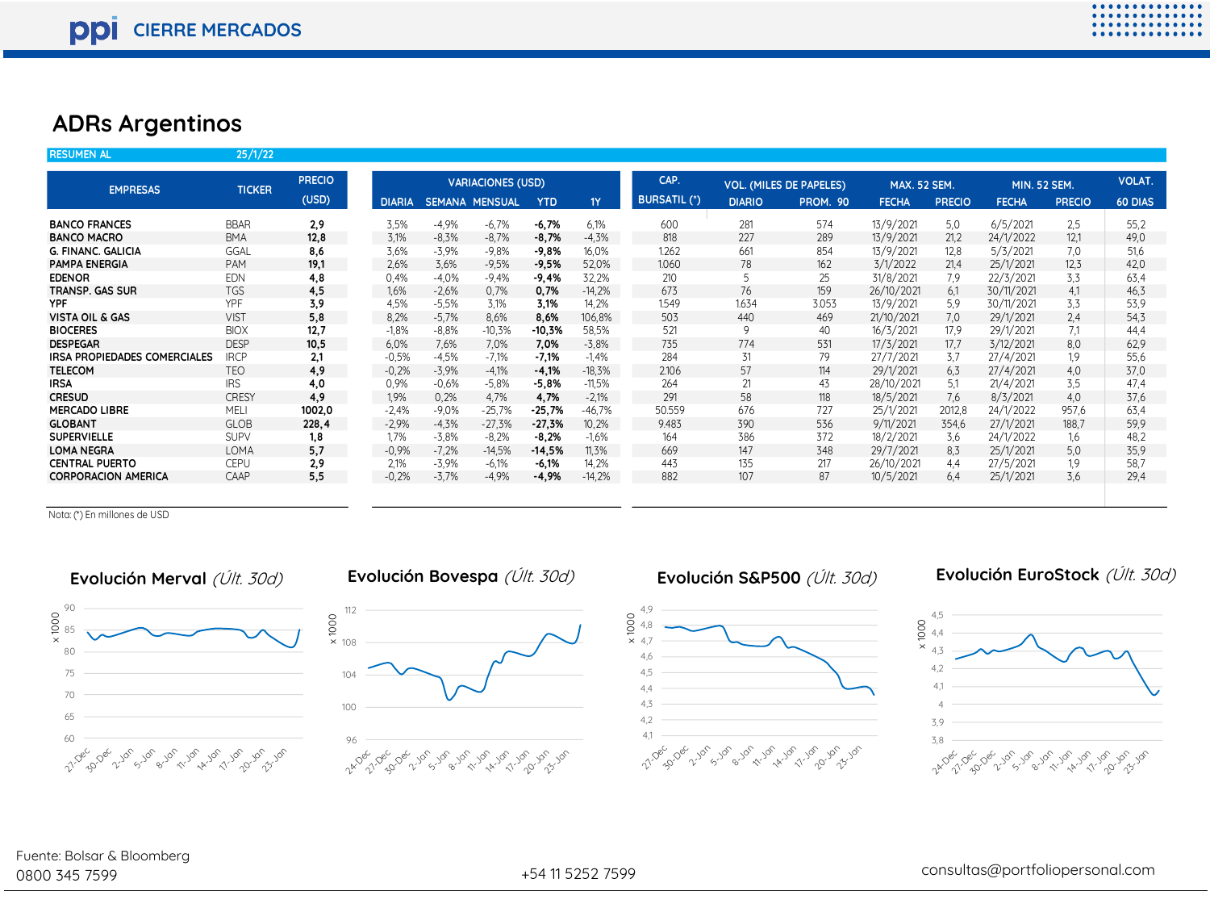# ADRs Argentinos

RESUMEN AL 25/1/22

| EMPRESAS | TICKER | PRECIO (USD) | VARIACIONES (USD) DIARIA | SEMANA | MENSUAL | YTD | 1Y | CAP. BURSATIL (*) | VOL. (MILES DE PAPELES) DIARIO | PROM. 90 | MAX. 52 SEM. FECHA | PRECIO | MIN. 52 SEM. FECHA | PRECIO | VOLAT. 60 DIAS |
|---|---|---|---|---|---|---|---|---|---|---|---|---|---|---|---|
| BANCO FRANCES | BBAR | **2,9** | 3,5% | -4,9% | -6,7% | **-6,7%** | 6,1% | 600 | 281 | 574 | 13/9/2021 | 5,0 | 6/5/2021 | 2,5 | 55,2 |
| BANCO MACRO | BMA | **12,8** | 3,1% | -8,3% | -8,7% | **-8,7%** | -4,3% | 818 | 227 | 289 | 13/9/2021 | 21,2 | 24/1/2022 | 12,1 | 49,0 |
| G. FINANC. GALICIA | GGAL | **8,6** | 3,6% | -3,9% | -9,8% | **-9,8%** | 16,0% | 1.262 | 661 | 854 | 13/9/2021 | 12,8 | 5/3/2021 | 7,0 | 51,6 |
| PAMPA ENERGIA | PAM | **19,1** | 2,6% | 3,6% | -9,5% | **-9,5%** | 52,0% | 1.060 | 78 | 162 | 3/1/2022 | 21,4 | 25/1/2021 | 12,3 | 42,0 |
| EDENOR | EDN | **4,8** | 0,4% | -4,0% | -9,4% | **-9,4%** | 32,2% | 210 | 5 | 25 | 31/8/2021 | 7,9 | 22/3/2021 | 3,3 | 63,4 |
| TRANSP. GAS SUR | TGS | **4,5** | 1,6% | -2,6% | 0,7% | **0,7%** | -14,2% | 673 | 76 | 159 | 26/10/2021 | 6,1 | 30/11/2021 | 4,1 | 46,3 |
| YPF | YPF | **3,9** | 4,5% | -5,5% | 3,1% | **3,1%** | 14,2% | 1.549 | 1.634 | 3.053 | 13/9/2021 | 5,9 | 30/11/2021 | 3,3 | 53,9 |
| VISTA OIL & GAS | VIST | **5,8** | 8,2% | -5,7% | 8,6% | **8,6%** | 106,8% | 503 | 440 | 469 | 21/10/2021 | 7,0 | 29/1/2021 | 2,4 | 54,3 |
| BIOCERES | BIOX | **12,7** | -1,8% | -8,8% | -10,3% | **-10,3%** | 58,5% | 521 | 9 | 40 | 16/3/2021 | 17,9 | 29/1/2021 | 7,1 | 44,4 |
| DESPEGAR | DESP | **10,5** | 6,0% | 7,6% | 7,0% | **7,0%** | -3,8% | 735 | 774 | 531 | 17/3/2021 | 17,7 | 3/12/2021 | 8,0 | 62,9 |
| IRSA PROPIEDADES COMERCIALES | IRCP | **2,1** | -0,5% | -4,5% | -7,1% | **-7,1%** | -1,4% | 284 | 31 | 79 | 27/7/2021 | 3,7 | 27/4/2021 | 1,9 | 55,6 |
| TELECOM | TEO | **4,9** | -0,2% | -3,9% | -4,1% | **-4,1%** | -18,3% | 2.106 | 57 | 114 | 29/1/2021 | 6,3 | 27/4/2021 | 4,0 | 37,0 |
| IRSA | IRS | **4,0** | 0,9% | -0,6% | -5,8% | **-5,8%** | -11,5% | 264 | 21 | 43 | 28/10/2021 | 5,1 | 21/4/2021 | 3,5 | 47,4 |
| CRESUD | CRESY | **4,9** | 1,9% | 0,2% | 4,7% | **4,7%** | -2,1% | 291 | 58 | 118 | 18/5/2021 | 7,6 | 8/3/2021 | 4,0 | 37,6 |
| MERCADO LIBRE | MELI | **1002,0** | -2,4% | -9,0% | -25,7% | **-25,7%** | -46,7% | 50.559 | 676 | 727 | 25/1/2021 | 2012,8 | 24/1/2022 | 957,6 | 63,4 |
| GLOBANT | GLOB | **228,4** | -2,9% | -4,3% | -27,3% | **-27,3%** | 10,2% | 9.483 | 390 | 536 | 9/11/2021 | 354,6 | 27/1/2021 | 188,7 | 59,9 |
| SUPERVIELLE | SUPV | **1,8** | 1,7% | -3,8% | -8,2% | **-8,2%** | -1,6% | 164 | 386 | 372 | 18/2/2021 | 3,6 | 24/1/2022 | 1,6 | 48,2 |
| LOMA NEGRA | LOMA | **5,7** | -0,9% | -7,2% | -14,5% | **-14,5%** | 11,3% | 669 | 147 | 348 | 29/7/2021 | 8,3 | 25/1/2021 | 5,0 | 35,9 |
| CENTRAL PUERTO | CEPU | **2,9** | 2,1% | -3,9% | -6,1% | **-6,1%** | 14,2% | 443 | 135 | 217 | 26/10/2021 | 4,4 | 27/5/2021 | 1,9 | 58,7 |
| CORPORACION AMERICA | CAAP | **5,5** | -0,2% | -3,7% | -4,9% | **-4,9%** | -14,2% | 882 | 107 | 87 | 10/5/2021 | 6,4 | 25/1/2021 | 3,6 | 29,4 |

Nota: (*) En millones de USD

**Evolución Merval** *(Últ. 30d)*

**Evolución Bovespa** *(Últ. 30d)*

**Evolución S&P500** *(Últ. 30d)*

**Evolución EuroStock** *(Últ. 30d)*

Fuente: Bolsar & Bloomberg

0800 345 7599

+54 11 5252 7599

consultas@portfoliopersonal.com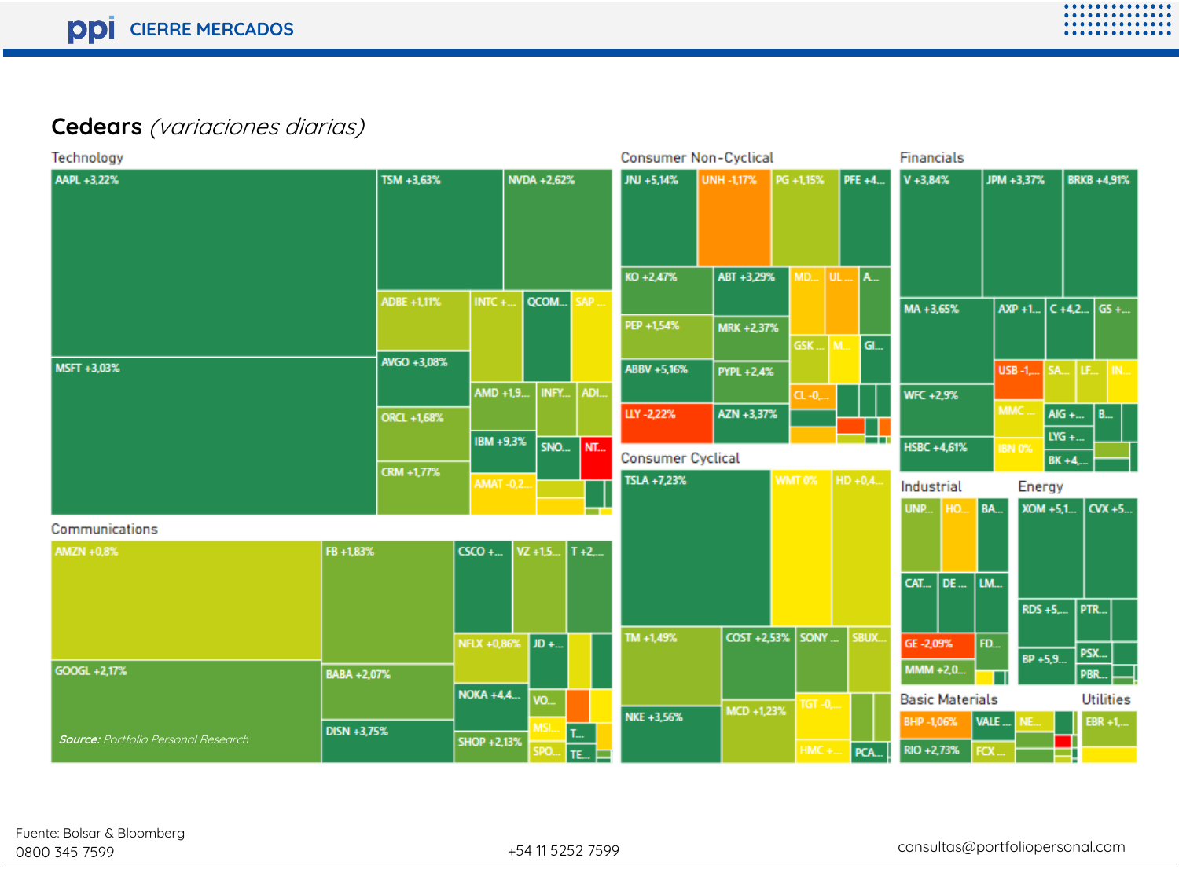## Cedears *(variaciones diarias)*

**Technology**

AAPL +3,22% | TSM +3,63% | NVDA +2,62% | MSFT +3,03% | ADBE +1,11% | INTC +... | QCOM... | SAP ... | AVGO +3,08% | AMD +1,9... | INFY... | ADI... | ORCL +1,68% | IBM +9,3% | SNO... | NT... | CRM +1,77% | AMAT -0,2...

**Communications**

AMZN +0,8% | FB +1,83% | CSCO +... | VZ +1,5... | T +2,... | NFLX +0,86% | JD +... | GOOGL +2,17% | BABA +2,07% | NOKA +4,4... | VO... | MSI... | T... | DISN +3,75% | SHOP +2,13% | SPO... | TE...

**Consumer Non-Cyclical**

JNJ +5,14% | UNH -1,17% | PG +1,15% | PFE +4... | KO +2,47% | ABT +3,29% | MD... | UL ... | A... | PEP +1,54% | MRK +2,37% | GSK ... | M... | GI... | ABBV +5,16% | PYPL +2,4% | CL -0,... | LLY -2,22% | AZN +3,37%

**Consumer Cyclical**

TSLA +7,23% | WMT 0% | HD +0,4... | TM +1,49% | COST +2,53% | SONY ... | SBUX... | NKE +3,56% | MCD +1,23% | TGT -0,... | HMC +... | PCA...

**Financials**

V +3,84% | JPM +3,37% | BRKB +4,91% | MA +3,65% | AXP +1... | C +4,2... | GS +... | USB -1,... | SA... | LF... | IN... | WFC +2,9% | MMC ... | AIG +... | B... | LYG +... | HSBC +4,61% | IBN 0% | BK +4,...

**Industrial**

UNP... | HO... | BA... | CAT... | DE ... | LM... | GE -2,09% | FD... | MMM +2,0...

**Energy**

XOM +5,1... | CVX +5... | RDS +5,... | PTR... | PSX... | BP +5,9... | PBR...

**Basic Materials**

BHP -1,06% | VALE ... | NE... | RIO +2,73% | FCX ...

**Utilities**

EBR +1,...

***Source:*** *Portfolio Personal Research*

Fuente: Bolsar & Bloomberg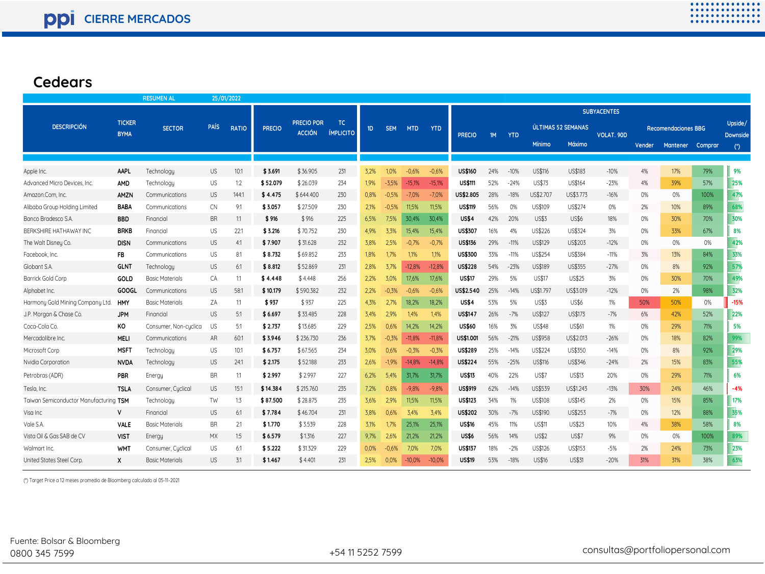# Cedears

RESUMEN AL 25/01/2022

| DESCRIPCIÓN | TICKER BYMA | SECTOR | PAÍS | RATIO | PRECIO | PRECIO POR ACCIÓN | TC ÍMPLICITO | 1D | SEM | MTD | YTD | SUBYACENTES PRECIO | 1M | YTD | ÚLTIMAS 52 SEMANAS Mínimo | ÚLTIMAS 52 SEMANAS Máximo | VOLAT. 90D | Recomendaciones BBG Vender | Recomendaciones BBG Mantener | Recomendaciones BBG Comprar | Upside/ Downside (*) |
|---|---|---|---|---|---|---|---|---|---|---|---|---|---|---|---|---|---|---|---|---|---|
| Apple Inc. | AAPL | Technology | US | 10:1 | $ 3.691 | $ 36.905 | 231 | 3,2% | 1,0% | -0,6% | -0,6% | US$160 | 24% | -10% | US$116 | US$183 | -10% | 4% | 17% | 79% | 9% |
| Advanced Micro Devices, Inc. | AMD | Technology | US | 1:2 | $ 52.079 | $ 26.039 | 234 | 1,9% | -3,5% | -15,1% | -15,1% | US$111 | 52% | -24% | US$73 | US$164 | -23% | 4% | 39% | 57% | 25% |
| Amazon.Com, Inc. | AMZN | Communications | US | 144:1 | $ 4.475 | $ 644.400 | 230 | 0,8% | -0,5% | -7,0% | -7,0% | US$2.805 | 28% | -18% | US$2.707 | US$3.773 | -16% | 0% | 0% | 100% | 47% |
| Alibaba Group Holding Limited | BABA | Communications | CN | 9:1 | $ 3.057 | $ 27.509 | 230 | 2,1% | -0,5% | 11,5% | 11,5% | US$119 | 56% | 0% | US$109 | US$274 | 0% | 2% | 10% | 89% | 68% |
| Banco Bradesco S.A. | BBD | Financial | BR | 1:1 | $ 916 | $ 916 | 225 | 6,5% | 7,5% | 30,4% | 30,4% | US$4 | 42% | 20% | US$3 | US$6 | 18% | 0% | 30% | 70% | 30% |
| BERKSHIRE HATHAWAY INC | BRKB | Financial | US | 22:1 | $ 3.216 | $ 70.752 | 230 | 4,9% | 3,3% | 15,4% | 15,4% | US$307 | 16% | 4% | US$226 | US$324 | 3% | 0% | 33% | 67% | 8% |
| The Walt Disney Co. | DISN | Communications | US | 4:1 | $ 7.907 | $ 31.628 | 232 | 3,8% | 2,5% | -0,7% | -0,7% | US$136 | 29% | -11% | US$129 | US$203 | -12% | 0% | 0% | 0% | 42% |
| Facebook, Inc. | FB | Communications | US | 8:1 | $ 8.732 | $ 69.852 | 233 | 1,8% | 1,7% | 1,1% | 1,1% | US$300 | 33% | -11% | US$254 | US$384 | -11% | 3% | 13% | 84% | 33% |
| Globant S.A. | GLNT | Technology | US | 6:1 | $ 8.812 | $ 52.869 | 231 | 2,8% | 3,7% | -12,8% | -12,8% | US$228 | 54% | -23% | US$189 | US$355 | -27% | 0% | 8% | 92% | 57% |
| Barrick Gold Corp | GOLD | Basic Materials | CA | 1:1 | $ 4.448 | $ 4.448 | 256 | 2,2% | 3,0% | 17,6% | 17,6% | US$17 | 29% | 5% | US$17 | US$25 | 3% | 0% | 30% | 70% | 49% |
| Alphabet Inc. | GOOGL | Communications | US | 58:1 | $ 10.179 | $ 590.382 | 232 | 2,2% | -0,3% | -0,6% | -0,6% | US$2.540 | 25% | -14% | US$1.797 | US$3.019 | -12% | 0% | 2% | 98% | 32% |
| Harmony Gold Mining Company Ltd. | HMY | Basic Materials | ZA | 1:1 | $ 937 | $ 937 | 225 | 4,3% | 2,7% | 18,2% | 18,2% | US$4 | 53% | 5% | US$3 | US$6 | 1% | 50% | 50% | 0% | -15% |
| J.P. Morgan & Chase Co. | JPM | Financial | US | 5:1 | $ 6.697 | $ 33.485 | 228 | 3,4% | 2,9% | 1,4% | 1,4% | US$147 | 26% | -7% | US$127 | US$173 | -7% | 6% | 42% | 52% | 22% |
| Coca-Cola Co. | KO | Consumer, Non-cyclica | US | 5:1 | $ 2.737 | $ 13.685 | 229 | 2,5% | 0,6% | 14,2% | 14,2% | US$60 | 16% | 3% | US$48 | US$61 | 1% | 0% | 29% | 71% | 5% |
| Mercadolibre Inc. | MELI | Communications | AR | 60:1 | $ 3.946 | $ 236.730 | 236 | 3,7% | -0,3% | -11,8% | -11,8% | US$1.001 | 56% | -21% | US$958 | US$2.013 | -26% | 0% | 18% | 82% | 99% |
| Microsoft Corp | MSFT | Technology | US | 10:1 | $ 6.757 | $ 67.565 | 234 | 3,0% | 0,6% | -0,3% | -0,3% | US$289 | 25% | -14% | US$224 | US$350 | -14% | 0% | 8% | 92% | 29% |
| Nvidia Corporation | NVDA | Technology | US | 24:1 | $ 2.175 | $ 52.188 | 233 | 2,6% | -1,9% | -14,8% | -14,8% | US$224 | 55% | -25% | US$116 | US$346 | -24% | 2% | 15% | 83% | 55% |
| Petrobras (ADR) | PBR | Energy | BR | 1:1 | $ 2.997 | $ 2.997 | 227 | 6,2% | 5,4% | 31,7% | 31,7% | US$13 | 40% | 22% | US$7 | US$13 | 20% | 0% | 29% | 71% | 6% |
| Tesla, Inc. | TSLA | Consumer, Cyclical | US | 15:1 | $ 14.384 | $ 215.760 | 235 | 7,2% | 0,8% | -9,8% | -9,8% | US$919 | 62% | -14% | US$539 | US$1.243 | -13% | 30% | 24% | 46% | -4% |
| Taiwan Semiconductor Manufacturing | TSM | Technology | TW | 1:3 | $ 87.500 | $ 28.875 | 235 | 3,6% | 2,9% | 11,5% | 11,5% | US$123 | 34% | 1% | US$108 | US$145 | 2% | 0% | 15% | 85% | 17% |
| Visa Inc | V | Financial | US | 6:1 | $ 7.784 | $ 46.704 | 231 | 3,8% | 0,6% | 3,4% | 3,4% | US$202 | 30% | -7% | US$190 | US$253 | -7% | 0% | 12% | 88% | 35% |
| Vale S.A. | VALE | Basic Materials | BR | 2:1 | $ 1.770 | $ 3.539 | 228 | 3,1% | 1,7% | 25,1% | 25,1% | US$16 | 45% | 11% | US$11 | US$23 | 10% | 4% | 38% | 58% | 8% |
| Vista Oil & Gas SAB de CV | VIST | Energy | MX | 1:5 | $ 6.579 | $ 1.316 | 227 | 9,7% | 2,6% | 21,2% | 21,2% | US$6 | 56% | 14% | US$2 | US$7 | 9% | 0% | 0% | 100% | 89% |
| Walmart Inc. | WMT | Consumer, Cyclical | US | 6:1 | $ 5.222 | $ 31.329 | 229 | 0,0% | -0,6% | 7,0% | 7,0% | US$137 | 18% | -2% | US$126 | US$153 | -5% | 2% | 24% | 73% | 23% |
| United States Steel Corp. | X | Basic Materials | US | 3:1 | $ 1.467 | $ 4.401 | 231 | 2,5% | 0,0% | -10,0% | -10,0% | US$19 | 53% | -18% | US$16 | US$31 | -20% | 31% | 31% | 38% | 63% |

(*) Target Price a 12 meses promedio de Bloomberg calculado al 05-11-2021

Fuente: Bolsar & Bloomberg
0800 345 7599

+54 11 5252 7599

consultas@portfoliopersonal.com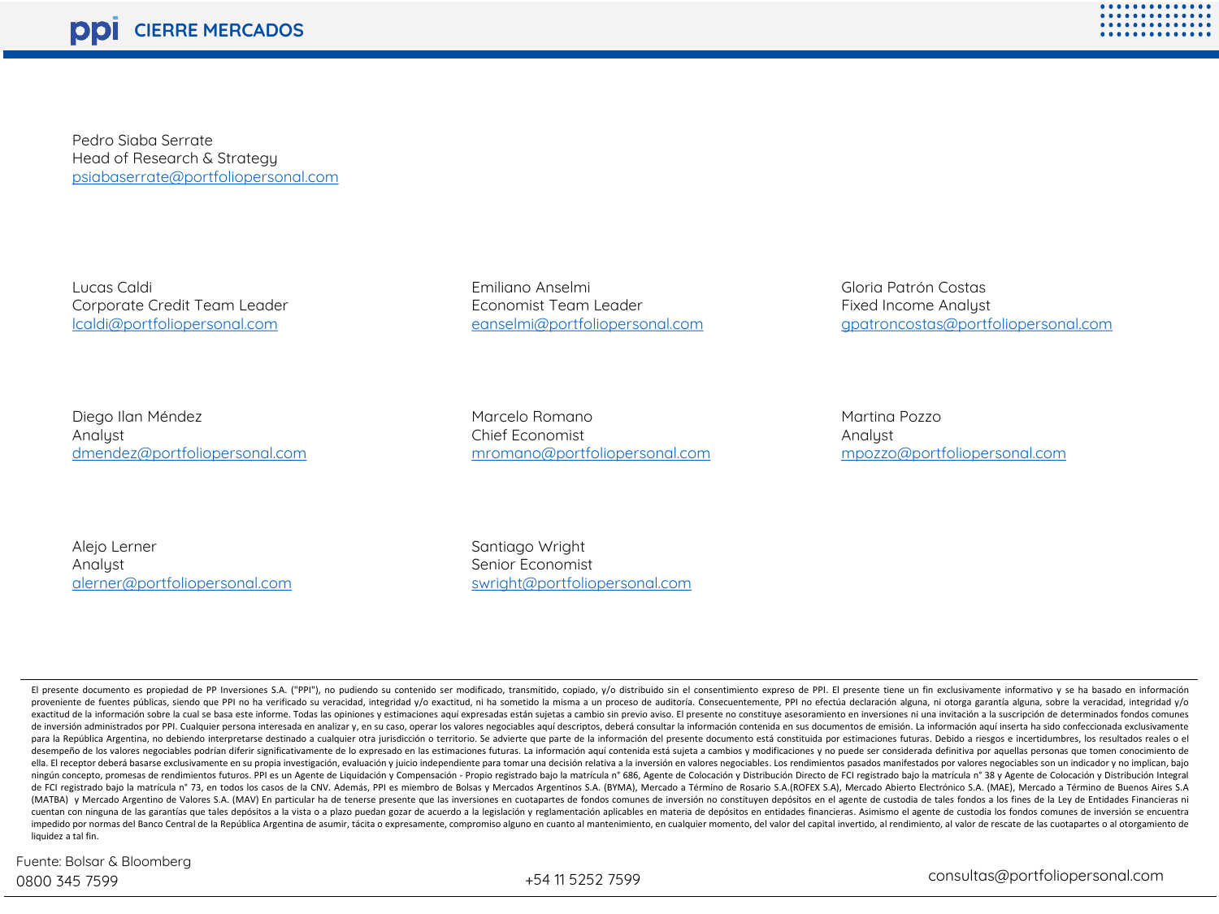Pedro Siaba Serrate
Head of Research & Strategy
psiabaserrate@portfoliopersonal.com

Lucas Caldi
Corporate Credit Team Leader
lcaldi@portfoliopersonal.com

Emiliano Anselmi
Economist Team Leader
eanselmi@portfoliopersonal.com

Gloria Patrón Costas
Fixed Income Analyst
gpatroncostas@portfoliopersonal.com

Diego Ilan Méndez
Analyst
dmendez@portfoliopersonal.com

Marcelo Romano
Chief Economist
mromano@portfoliopersonal.com

Martina Pozzo
Analyst
mpozzo@portfoliopersonal.com

Alejo Lerner
Analyst
alerner@portfoliopersonal.com

Santiago Wright
Senior Economist
swright@portfoliopersonal.com

El presente documento es propiedad de PP Inversiones S.A. ("PPI"), no pudiendo su contenido ser modificado, transmitido, copiado, y/o distribuido sin el consentimiento expreso de PPI. El presente tiene un fin exclusivamente informativo y se ha basado en información proveniente de fuentes públicas, siendo que PPI no ha verificado su veracidad, integridad y/o exactitud, ni ha sometido la misma a un proceso de auditoría. Consecuentemente, PPI no efectúa declaración alguna, ni otorga garantía alguna, sobre la veracidad, integridad y/o exactitud de la información sobre la cual se basa este informe. Todas las opiniones y estimaciones aquí expresadas están sujetas a cambio sin previo aviso. El presente no constituye asesoramiento en inversiones ni una invitación a la suscripción de determinados fondos comunes de inversión administrados por PPI. Cualquier persona interesada en analizar y, en su caso, operar los valores negociables aquí descriptos, deberá consultar la información contenida en sus documentos de emisión. La información aquí inserta ha sido confeccionada exclusivamente para la República Argentina, no debiendo interpretarse destinado a cualquier otra jurisdicción o territorio. Se advierte que parte de la información del presente documento está constituida por estimaciones futuras. Debido a riesgos e incertidumbres, los resultados reales o el desempeño de los valores negociables podrían diferir significativamente de lo expresado en las estimaciones futuras. La información aquí contenida está sujeta a cambios y modificaciones y no puede ser considerada definitiva por aquellas personas que tomen conocimiento de ella. El receptor deberá basarse exclusivamente en su propia investigación, evaluación y juicio independiente para tomar una decisión relativa a la inversión en valores negociables. Los rendimientos pasados manifestados por valores negociables son un indicador y no implican, bajo ningún concepto, promesas de rendimientos futuros. PPI es un Agente de Liquidación y Compensación - Propio registrado bajo la matrícula n° 686, Agente de Colocación y Distribución Directo de FCI registrado bajo la matrícula n° 38 y Agente de Colocación y Distribución Integral de FCI registrado bajo la matrícula n° 73, en todos los casos de la CNV. Además, PPI es miembro de Bolsas y Mercados Argentinos S.A. (BYMA), Mercado a Término de Rosario S.A.(ROFEX S.A), Mercado Abierto Electrónico S.A. (MAE), Mercado a Término de Buenos Aires S.A (MATBA) y Mercado Argentino de Valores S.A. (MAV) En particular ha de tenerse presente que las inversiones en cuotapartes de fondos comunes de inversión no constituyen depósitos en el agente de custodia de tales fondos a los fines de la Ley de Entidades Financieras ni cuentan con ninguna de las garantías que tales depósitos a la vista o a plazo puedan gozar de acuerdo a la legislación y reglamentación aplicables en materia de depósitos en entidades financieras. Asimismo el agente de custodia los fondos comunes de inversión se encuentra impedido por normas del Banco Central de la República Argentina de asumir, tácita o expresamente, compromiso alguno en cuanto al mantenimiento, en cualquier momento, del valor del capital invertido, al rendimiento, al valor de rescate de las cuotapartes o al otorgamiento de liquidez a tal fin.

Fuente: Bolsar & Bloomberg
0800 345 7599 | +54 11 5252 7599 | consultas@portfoliopersonal.com